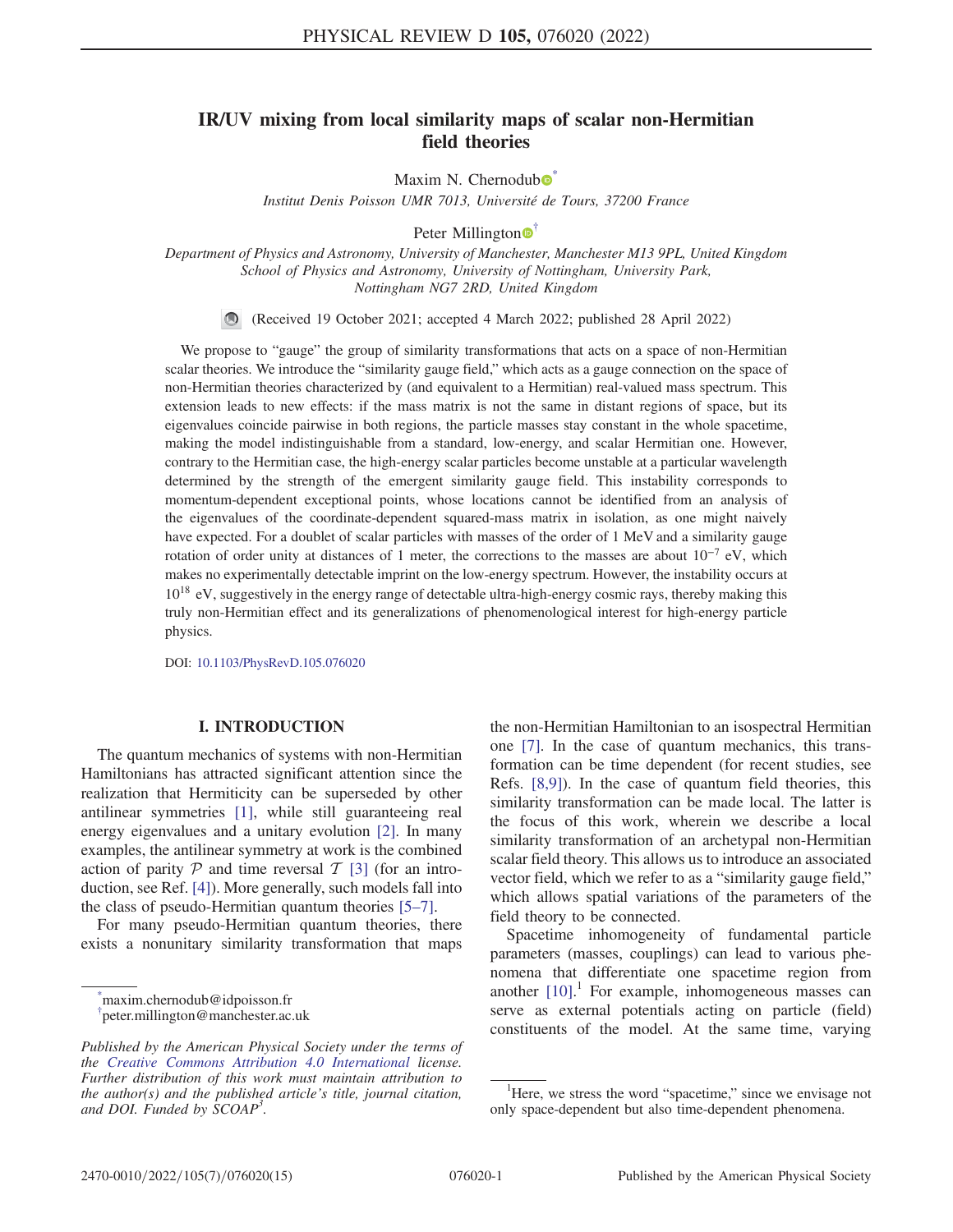# IR/UV mixing from local similarity maps of scalar non-Hermitian field theories

Maxim N. Chernodub[*]

*Institut Denis Poisson UMR 7013, Université de Tours, 37200 France*

Peter Millington[†]

*Department of Physics and Astronomy, University of Manchester, Manchester M13 9PL, United Kingdom*
*School of Physics and Astronomy, University of Nottingham, University Park, Nottingham NG7 2RD, United Kingdom*

(Received 19 October 2021; accepted 4 March 2022; published 28 April 2022)

We propose to "gauge" the group of similarity transformations that acts on a space of non-Hermitian scalar theories. We introduce the "similarity gauge field," which acts as a gauge connection on the space of non-Hermitian theories characterized by (and equivalent to a Hermitian) real-valued mass spectrum. This extension leads to new effects: if the mass matrix is not the same in distant regions of space, but its eigenvalues coincide pairwise in both regions, the particle masses stay constant in the whole spacetime, making the model indistinguishable from a standard, low-energy, and scalar Hermitian one. However, contrary to the Hermitian case, the high-energy scalar particles become unstable at a particular wavelength determined by the strength of the emergent similarity gauge field. This instability corresponds to momentum-dependent exceptional points, whose locations cannot be identified from an analysis of the eigenvalues of the coordinate-dependent squared-mass matrix in isolation, as one might naively have expected. For a doublet of scalar particles with masses of the order of 1 MeV and a similarity gauge rotation of order unity at distances of 1 meter, the corrections to the masses are about $10^{-7}$ eV, which makes no experimentally detectable imprint on the low-energy spectrum. However, the instability occurs at $10^{18}$ eV, suggestively in the energy range of detectable ultra-high-energy cosmic rays, thereby making this truly non-Hermitian effect and its generalizations of phenomenological interest for high-energy particle physics.

DOI: 10.1103/PhysRevD.105.076020

## I. INTRODUCTION

The quantum mechanics of systems with non-Hermitian Hamiltonians has attracted significant attention since the realization that Hermiticity can be superseded by other antilinear symmetries [1], while still guaranteeing real energy eigenvalues and a unitary evolution [2]. In many examples, the antilinear symmetry at work is the combined action of parity $\mathcal{P}$ and time reversal $\mathcal{T}$ [3] (for an introduction, see Ref. [4]). More generally, such models fall into the class of pseudo-Hermitian quantum theories [5–7].

For many pseudo-Hermitian quantum theories, there exists a nonunitary similarity transformation that maps the non-Hermitian Hamiltonian to an isospectral Hermitian one [7]. In the case of quantum mechanics, this transformation can be time dependent (for recent studies, see Refs. [8,9]). In the case of quantum field theories, this similarity transformation can be made local. The latter is the focus of this work, wherein we describe a local similarity transformation of an archetypal non-Hermitian scalar field theory. This allows us to introduce an associated vector field, which we refer to as a "similarity gauge field," which allows spatial variations of the parameters of the field theory to be connected.

Spacetime inhomogeneity of fundamental particle parameters (masses, couplings) can lead to various phenomena that differentiate one spacetime region from another [10].[1] For example, inhomogeneous masses can serve as external potentials acting on particle (field) constituents of the model. At the same time, varying

[*]maxim.chernodub@idpoisson.fr
[†]peter.millington@manchester.ac.uk

*Published by the American Physical Society under the terms of the Creative Commons Attribution 4.0 International license. Further distribution of this work must maintain attribution to the author(s) and the published article's title, journal citation, and DOI. Funded by SCOAP³.*

[1]Here, we stress the word "spacetime," since we envisage not only space-dependent but also time-dependent phenomena.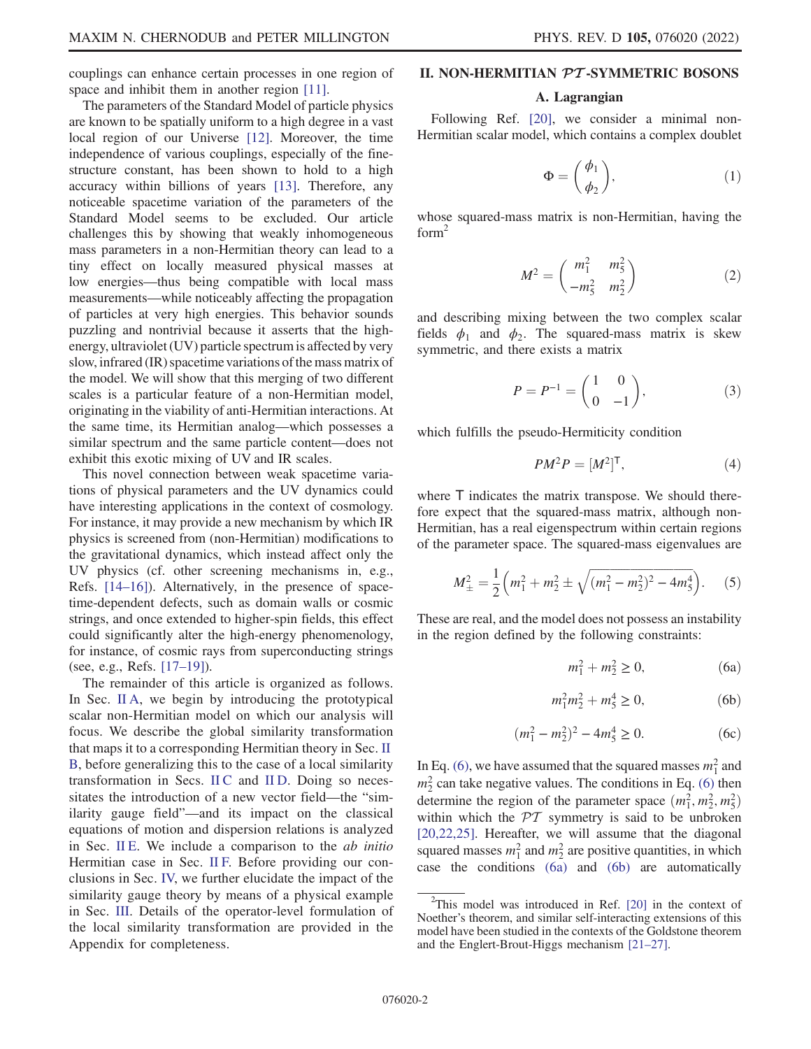couplings can enhance certain processes in one region of space and inhibit them in another region [11].

The parameters of the Standard Model of particle physics are known to be spatially uniform to a high degree in a vast local region of our Universe [12]. Moreover, the time independence of various couplings, especially of the fine-structure constant, has been shown to hold to a high accuracy within billions of years [13]. Therefore, any noticeable spacetime variation of the parameters of the Standard Model seems to be excluded. Our article challenges this by showing that weakly inhomogeneous mass parameters in a non-Hermitian theory can lead to a tiny effect on locally measured physical masses at low energies—thus being compatible with local mass measurements—while noticeably affecting the propagation of particles at very high energies. This behavior sounds puzzling and nontrivial because it asserts that the high-energy, ultraviolet (UV) particle spectrum is affected by very slow, infrared (IR) spacetime variations of the mass matrix of the model. We will show that this merging of two different scales is a particular feature of a non-Hermitian model, originating in the viability of anti-Hermitian interactions. At the same time, its Hermitian analog—which possesses a similar spectrum and the same particle content—does not exhibit this exotic mixing of UV and IR scales.

This novel connection between weak spacetime variations of physical parameters and the UV dynamics could have interesting applications in the context of cosmology. For instance, it may provide a new mechanism by which IR physics is screened from (non-Hermitian) modifications to the gravitational dynamics, which instead affect only the UV physics (cf. other screening mechanisms in, e.g., Refs. [14–16]). Alternatively, in the presence of spacetime-dependent defects, such as domain walls or cosmic strings, and once extended to higher-spin fields, this effect could significantly alter the high-energy phenomenology, for instance, of cosmic rays from superconducting strings (see, e.g., Refs. [17–19]).

The remainder of this article is organized as follows. In Sec. II A, we begin by introducing the prototypical scalar non-Hermitian model on which our analysis will focus. We describe the global similarity transformation that maps it to a corresponding Hermitian theory in Sec. II B, before generalizing this to the case of a local similarity transformation in Secs. II C and II D. Doing so necessitates the introduction of a new vector field—the "similarity gauge field"—and its impact on the classical equations of motion and dispersion relations is analyzed in Sec. II E. We include a comparison to the *ab initio* Hermitian case in Sec. II F. Before providing our conclusions in Sec. IV, we further elucidate the impact of the similarity gauge theory by means of a physical example in Sec. III. Details of the operator-level formulation of the local similarity transformation are provided in the Appendix for completeness.

## II. NON-HERMITIAN $\mathcal{PT}$-SYMMETRIC BOSONS

### A. Lagrangian

Following Ref. [20], we consider a minimal non-Hermitian scalar model, which contains a complex doublet

$$\Phi = \begin{pmatrix} \phi_1 \\ \phi_2 \end{pmatrix}, \tag{1}$$

whose squared-mass matrix is non-Hermitian, having the form[2]

$$M^2 = \begin{pmatrix} m_1^2 & m_5^2 \\ -m_5^2 & m_2^2 \end{pmatrix} \tag{2}$$

and describing mixing between the two complex scalar fields $\phi_1$ and $\phi_2$. The squared-mass matrix is skew symmetric, and there exists a matrix

$$P = P^{-1} = \begin{pmatrix} 1 & 0 \\ 0 & -1 \end{pmatrix}, \tag{3}$$

which fulfills the pseudo-Hermiticity condition

$$PM^2P = [M^2]^{\mathsf{T}}, \tag{4}$$

where $\mathsf{T}$ indicates the matrix transpose. We should therefore expect that the squared-mass matrix, although non-Hermitian, has a real eigenspectrum within certain regions of the parameter space. The squared-mass eigenvalues are

$$M_{\pm}^2 = \frac{1}{2}\Big(m_1^2 + m_2^2 \pm \sqrt{(m_1^2 - m_2^2)^2 - 4m_5^4}\Big). \tag{5}$$

These are real, and the model does not possess an instability in the region defined by the following constraints:

$$m_1^2 + m_2^2 \geq 0, \tag{6a}$$

$$m_1^2 m_2^2 + m_5^4 \geq 0, \tag{6b}$$

$$(m_1^2 - m_2^2)^2 - 4m_5^4 \geq 0. \tag{6c}$$

In Eq. (6), we have assumed that the squared masses $m_1^2$ and $m_2^2$ can take negative values. The conditions in Eq. (6) then determine the region of the parameter space $(m_1^2, m_2^2, m_5^2)$ within which the $\mathcal{PT}$ symmetry is said to be unbroken [20,22,25]. Hereafter, we will assume that the diagonal squared masses $m_1^2$ and $m_2^2$ are positive quantities, in which case the conditions (6a) and (6b) are automatically

[2] This model was introduced in Ref. [20] in the context of Noether's theorem, and similar self-interacting extensions of this model have been studied in the contexts of the Goldstone theorem and the Englert-Brout-Higgs mechanism [21–27].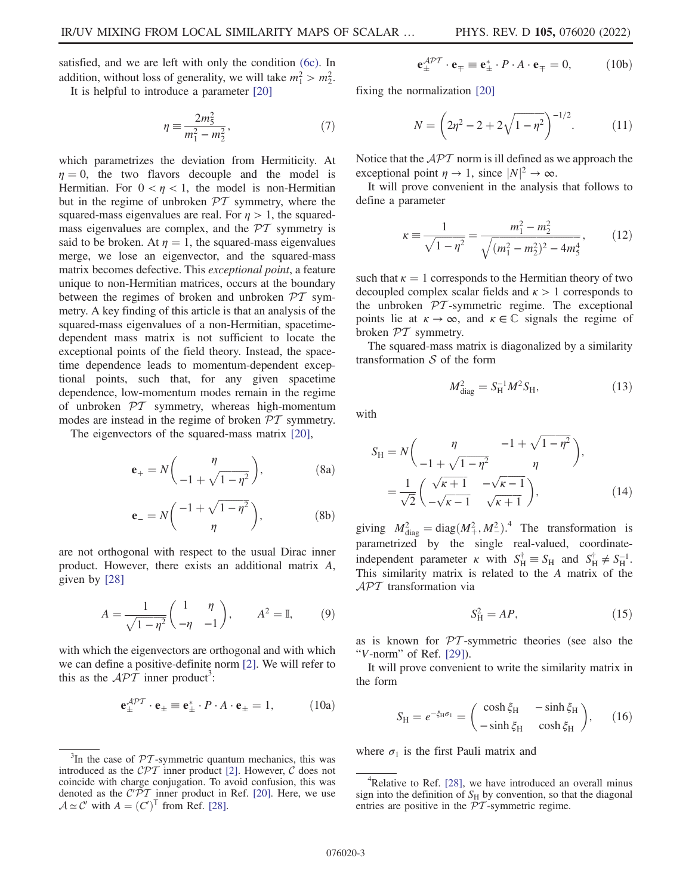satisfied, and we are left with only the condition (6c). In addition, without loss of generality, we will take $m_1^2 > m_2^2$.

It is helpful to introduce a parameter [20]

$$
\eta \equiv \frac{2m_5^2}{m_1^2 - m_2^2}, \tag{7}
$$

which parametrizes the deviation from Hermiticity. At $\eta = 0$, the two flavors decouple and the model is Hermitian. For $0 < \eta < 1$, the model is non-Hermitian but in the regime of unbroken $\mathcal{PT}$ symmetry, where the squared-mass eigenvalues are real. For $\eta > 1$, the squared-mass eigenvalues are complex, and the $\mathcal{PT}$ symmetry is said to be broken. At $\eta = 1$, the squared-mass eigenvalues merge, we lose an eigenvector, and the squared-mass matrix becomes defective. This *exceptional point*, a feature unique to non-Hermitian matrices, occurs at the boundary between the regimes of broken and unbroken $\mathcal{PT}$ symmetry. A key finding of this article is that an analysis of the squared-mass eigenvalues of a non-Hermitian, spacetime-dependent mass matrix is not sufficient to locate the exceptional points of the field theory. Instead, the spacetime dependence leads to momentum-dependent exceptional points, such that, for any given spacetime dependence, low-momentum modes remain in the regime of unbroken $\mathcal{PT}$ symmetry, whereas high-momentum modes are instead in the regime of broken $\mathcal{PT}$ symmetry.

The eigenvectors of the squared-mass matrix [20],

$$
\mathbf{e}_+ = N\begin{pmatrix} \eta \\ -1 + \sqrt{1-\eta^2} \end{pmatrix}, \tag{8a}
$$

$$
\mathbf{e}_- = N\begin{pmatrix} -1 + \sqrt{1-\eta^2} \\ \eta \end{pmatrix}, \tag{8b}
$$

are not orthogonal with respect to the usual Dirac inner product. However, there exists an additional matrix $A$, given by [28]

$$
A = \frac{1}{\sqrt{1-\eta^2}}\begin{pmatrix} 1 & \eta \\ -\eta & -1 \end{pmatrix}, \qquad A^2 = \mathbb{I}, \tag{9}
$$

with which the eigenvectors are orthogonal and with which we can define a positive-definite norm [2]. We will refer to this as the $\mathcal{APT}$ inner product[3]:

$$
\mathbf{e}_\pm^{\mathcal{APT}} \cdot \mathbf{e}_\pm \equiv \mathbf{e}_\pm^* \cdot P \cdot A \cdot \mathbf{e}_\pm = 1, \tag{10a}
$$

$$
\mathbf{e}_\pm^{\mathcal{APT}} \cdot \mathbf{e}_\mp \equiv \mathbf{e}_\pm^* \cdot P \cdot A \cdot \mathbf{e}_\mp = 0, \tag{10b}
$$

fixing the normalization [20]

$$
N = \left(2\eta^2 - 2 + 2\sqrt{1-\eta^2}\right)^{-1/2}. \tag{11}
$$

Notice that the $\mathcal{APT}$ norm is ill defined as we approach the exceptional point $\eta \to 1$, since $|N|^2 \to \infty$.

It will prove convenient in the analysis that follows to define a parameter

$$
\kappa \equiv \frac{1}{\sqrt{1-\eta^2}} = \frac{m_1^2 - m_2^2}{\sqrt{(m_1^2 - m_2^2)^2 - 4m_5^4}}, \tag{12}
$$

such that $\kappa = 1$ corresponds to the Hermitian theory of two decoupled complex scalar fields and $\kappa > 1$ corresponds to the unbroken $\mathcal{PT}$-symmetric regime. The exceptional points lie at $\kappa \to \infty$, and $\kappa \in \mathbb{C}$ signals the regime of broken $\mathcal{PT}$ symmetry.

The squared-mass matrix is diagonalized by a similarity transformation $\mathcal{S}$ of the form

$$
M_{\text{diag}}^2 = S_{\text{H}}^{-1} M^2 S_{\text{H}}, \tag{13}
$$

with

$$
\begin{aligned}
S_{\text{H}} &= N\begin{pmatrix} \eta & -1 + \sqrt{1-\eta^2} \\ -1 + \sqrt{1-\eta^2} & \eta \end{pmatrix}, \\
&= \frac{1}{\sqrt{2}}\begin{pmatrix} \sqrt{\kappa+1} & -\sqrt{\kappa-1} \\ -\sqrt{\kappa-1} & \sqrt{\kappa+1} \end{pmatrix},
\end{aligned} \tag{14}
$$

giving $M_{\text{diag}}^2 = \text{diag}(M_+^2, M_-^2)$.[4] The transformation is parametrized by the single real-valued, coordinate-independent parameter $\kappa$ with $S_{\text{H}}^\dagger \equiv S_{\text{H}}$ and $S_{\text{H}}^\dagger \neq S_{\text{H}}^{-1}$. This similarity matrix is related to the $A$ matrix of the $\mathcal{APT}$ transformation via

$$
S_{\text{H}}^2 = AP, \tag{15}
$$

as is known for $\mathcal{PT}$-symmetric theories (see also the "$V$-norm" of Ref. [29]).

It will prove convenient to write the similarity matrix in the form

$$
S_{\text{H}} = e^{-\xi_{\text{H}}\sigma_1} = \begin{pmatrix} \cosh\xi_{\text{H}} & -\sinh\xi_{\text{H}} \\ -\sinh\xi_{\text{H}} & \cosh\xi_{\text{H}} \end{pmatrix}, \tag{16}
$$

where $\sigma_1$ is the first Pauli matrix and

---

[3] In the case of $\mathcal{PT}$-symmetric quantum mechanics, this was introduced as the $\mathcal{CPT}$ inner product [2]. However, $\mathcal{C}$ does not coincide with charge conjugation. To avoid confusion, this was denoted as the $\mathcal{C}'\mathcal{PT}$ inner product in Ref. [20]. Here, we use $\mathcal{A} \simeq \mathcal{C}'$ with $A = (C')^\mathsf{T}$ from Ref. [28].

[4] Relative to Ref. [28], we have introduced an overall minus sign into the definition of $S_{\text{H}}$ by convention, so that the diagonal entries are positive in the $\mathcal{PT}$-symmetric regime.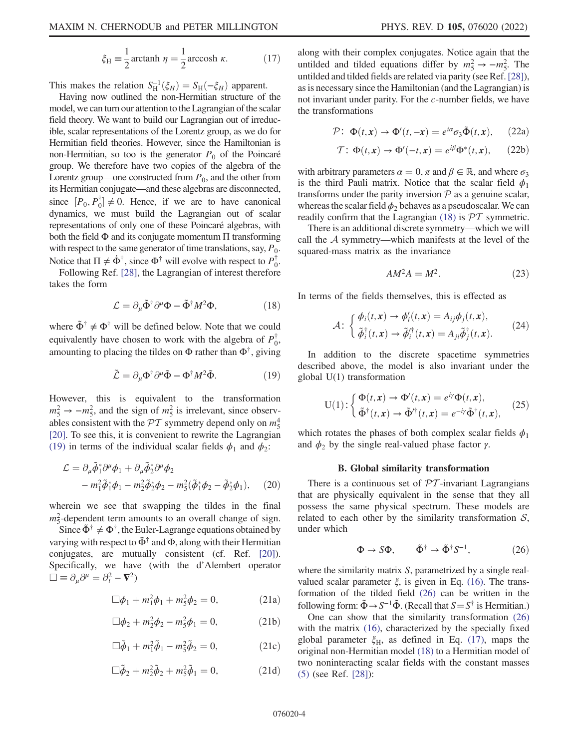$$\xi_{\rm H} \equiv \frac{1}{2}\,\mathrm{arctanh}\;\eta = \frac{1}{2}\,\mathrm{arccosh}\;\kappa. \tag{17}$$

This makes the relation $S_{\rm H}^{-1}(\xi_H) = S_{\rm H}(-\xi_H)$ apparent.

Having now outlined the non-Hermitian structure of the model, we can turn our attention to the Lagrangian of the scalar field theory. We want to build our Lagrangian out of irreducible, scalar representations of the Lorentz group, as we do for Hermitian field theories. However, since the Hamiltonian is non-Hermitian, so too is the generator $P_0$ of the Poincaré group. We therefore have two copies of the algebra of the Lorentz group—one constructed from $P_0$, and the other from its Hermitian conjugate—and these algebras are disconnected, since $[P_0, P_0^\dagger] \neq 0$. Hence, if we are to have canonical dynamics, we must build the Lagrangian out of scalar representations of only one of these Poincaré algebras, with both the field $\Phi$ and its conjugate momentum $\Pi$ transforming with respect to the same generator of time translations, say, $P_0$. Notice that $\Pi \neq \dot{\Phi}^\dagger$, since $\Phi^\dagger$ will evolve with respect to $P_0^\dagger$.

Following Ref. [28], the Lagrangian of interest therefore takes the form

$$\mathcal{L} = \partial_\mu \tilde{\Phi}^\dagger \partial^\mu \Phi - \tilde{\Phi}^\dagger M^2 \Phi, \tag{18}$$

where $\tilde{\Phi}^\dagger \neq \Phi^\dagger$ will be defined below. Note that we could equivalently have chosen to work with the algebra of $P_0^\dagger$, amounting to placing the tildes on $\Phi$ rather than $\Phi^\dagger$, giving

$$\tilde{\mathcal{L}} = \partial_\mu \Phi^\dagger \partial^\mu \tilde{\Phi} - \Phi^\dagger M^2 \tilde{\Phi}. \tag{19}$$

However, this is equivalent to the transformation $m_5^2 \to -m_5^2$, and the sign of $m_5^2$ is irrelevant, since observables consistent with the $\mathcal{PT}$ symmetry depend only on $m_5^4$ [20]. To see this, it is convenient to rewrite the Lagrangian (19) in terms of the individual scalar fields $\phi_1$ and $\phi_2$:

$$\begin{aligned}\mathcal{L} &= \partial_\mu \tilde{\phi}_1^* \partial^\mu \phi_1 + \partial_\mu \tilde{\phi}_2^* \partial^\mu \phi_2 \\ &\quad - m_1^2 \tilde{\phi}_1^* \phi_1 - m_2^2 \tilde{\phi}_2^* \phi_2 - m_5^2 (\tilde{\phi}_1^* \phi_2 - \tilde{\phi}_2^* \phi_1),\end{aligned} \tag{20}$$

wherein we see that swapping the tildes in the final $m_5^2$-dependent term amounts to an overall change of sign.

Since $\tilde{\Phi}^\dagger \neq \Phi^\dagger$, the Euler-Lagrange equations obtained by varying with respect to $\tilde{\Phi}^\dagger$ and $\Phi$, along with their Hermitian conjugates, are mutually consistent (cf. Ref. [20]). Specifically, we have (with the d'Alembert operator $\Box \equiv \partial_\mu \partial^\mu = \partial_t^2 - \boldsymbol{\nabla}^2$)

$$\Box \phi_1 + m_1^2 \phi_1 + m_5^2 \phi_2 = 0, \tag{21a}$$

$$\Box \phi_2 + m_2^2 \phi_2 - m_5^2 \phi_1 = 0, \tag{21b}$$

$$\Box \tilde{\phi}_1 + m_1^2 \tilde{\phi}_1 - m_5^2 \tilde{\phi}_2 = 0, \tag{21c}$$

$$\Box \tilde{\phi}_2 + m_2^2 \tilde{\phi}_2 + m_5^2 \tilde{\phi}_1 = 0, \tag{21d}$$

along with their complex conjugates. Notice again that the untilded and tilded equations differ by $m_5^2 \to -m_5^2$. The untilded and tilded fields are related via parity (see Ref. [28]), as is necessary since the Hamiltonian (and the Lagrangian) is not invariant under parity. For the $c$-number fields, we have the transformations

$$\mathcal{P}\colon\ \Phi(t, \boldsymbol{x}) \to \Phi'(t, -\boldsymbol{x}) = e^{i\alpha} \sigma_3 \tilde{\Phi}(t, \boldsymbol{x}), \tag{22a}$$

$$\mathcal{T}\colon\ \Phi(t, \boldsymbol{x}) \to \Phi'(-t, \boldsymbol{x}) = e^{i\beta} \Phi^*(t, \boldsymbol{x}), \tag{22b}$$

with arbitrary parameters $\alpha = 0, \pi$ and $\beta \in \mathbb{R}$, and where $\sigma_3$ is the third Pauli matrix. Notice that the scalar field $\phi_1$ transforms under the parity inversion $\mathcal{P}$ as a genuine scalar, whereas the scalar field $\phi_2$ behaves as a pseudoscalar. We can readily confirm that the Lagrangian (18) is $\mathcal{PT}$ symmetric.

There is an additional discrete symmetry—which we will call the $\mathcal{A}$ symmetry—which manifests at the level of the squared-mass matrix as the invariance

$$A M^2 A = M^2. \tag{23}$$

In terms of the fields themselves, this is effected as

$$\mathcal{A}\colon \begin{cases} \phi_i(t, \boldsymbol{x}) \to \phi_i'(t, \boldsymbol{x}) = A_{ij} \phi_j(t, \boldsymbol{x}), \\ \tilde{\phi}_i^\dagger(t, \boldsymbol{x}) \to \tilde{\phi}_i'^\dagger(t, \boldsymbol{x}) = A_{ji} \tilde{\phi}_j^\dagger(t, \boldsymbol{x}). \end{cases} \tag{24}$$

In addition to the discrete spacetime symmetries described above, the model is also invariant under the global U(1) transformation

$$\mathrm{U}(1)\colon \begin{cases} \Phi(t, \boldsymbol{x}) \to \Phi'(t, \boldsymbol{x}) = e^{i\gamma} \Phi(t, \boldsymbol{x}), \\ \tilde{\Phi}^\dagger(t, \boldsymbol{x}) \to \tilde{\Phi}'^\dagger(t, \boldsymbol{x}) = e^{-i\gamma} \tilde{\Phi}^\dagger(t, \boldsymbol{x}), \end{cases} \tag{25}$$

which rotates the phases of both complex scalar fields $\phi_1$ and $\phi_2$ by the single real-valued phase factor $\gamma$.

### B. Global similarity transformation

There is a continuous set of $\mathcal{PT}$-invariant Lagrangians that are physically equivalent in the sense that they all possess the same physical spectrum. These models are related to each other by the similarity transformation $\mathcal{S}$, under which

$$\Phi \to S\Phi, \qquad \tilde{\Phi}^\dagger \to \tilde{\Phi}^\dagger S^{-1}, \tag{26}$$

where the similarity matrix $S$, parametrized by a single real-valued scalar parameter $\xi$, is given in Eq. (16). The transformation of the tilded field (26) can be written in the following form: $\tilde{\Phi} \to S^{-1}\tilde{\Phi}$. (Recall that $S = S^\dagger$ is Hermitian.)

One can show that the similarity transformation (26) with the matrix (16), characterized by the specially fixed global parameter $\xi_{\rm H}$, as defined in Eq. (17), maps the original non-Hermitian model (18) to a Hermitian model of two noninteracting scalar fields with the constant masses (5) (see Ref. [28]):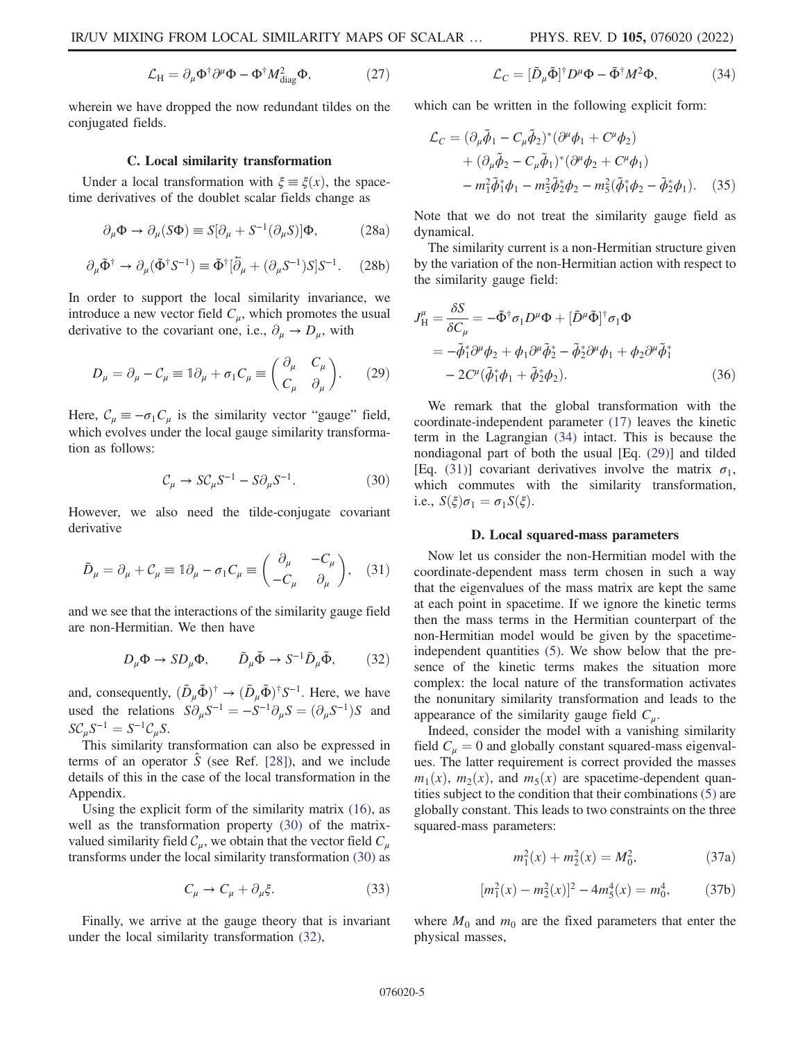$$\mathcal{L}_{\rm H} = \partial_\mu \Phi^\dagger \partial^\mu \Phi - \Phi^\dagger M^2_{\rm diag} \Phi, \tag{27}$$

wherein we have dropped the now redundant tildes on the conjugated fields.

### C. Local similarity transformation

Under a local transformation with $\xi \equiv \xi(x)$, the spacetime derivatives of the doublet scalar fields change as

$$\partial_\mu \Phi \to \partial_\mu (S\Phi) \equiv S[\partial_\mu + S^{-1}(\partial_\mu S)]\Phi, \tag{28a}$$

$$\partial_\mu \tilde{\Phi}^\dagger \to \partial_\mu (\tilde{\Phi}^\dagger S^{-1}) \equiv \tilde{\Phi}^\dagger [\overleftarrow{\partial}_\mu + (\partial_\mu S^{-1})S]S^{-1}. \tag{28b}$$

In order to support the local similarity invariance, we introduce a new vector field $C_\mu$, which promotes the usual derivative to the covariant one, i.e., $\partial_\mu \to D_\mu$, with

$$D_\mu = \partial_\mu - \mathcal{C}_\mu \equiv \mathbb{1}\partial_\mu + \sigma_1 C_\mu \equiv \begin{pmatrix} \partial_\mu & C_\mu \\ C_\mu & \partial_\mu \end{pmatrix}. \tag{29}$$

Here, $\mathcal{C}_\mu \equiv -\sigma_1 C_\mu$ is the similarity vector "gauge" field, which evolves under the local gauge similarity transformation as follows:

$$\mathcal{C}_\mu \to S\mathcal{C}_\mu S^{-1} - S\partial_\mu S^{-1}. \tag{30}$$

However, we also need the tilde-conjugate covariant derivative

$$\tilde{D}_\mu = \partial_\mu + \mathcal{C}_\mu \equiv \mathbb{1}\partial_\mu - \sigma_1 C_\mu \equiv \begin{pmatrix} \partial_\mu & -C_\mu \\ -C_\mu & \partial_\mu \end{pmatrix}, \tag{31}$$

and we see that the interactions of the similarity gauge field are non-Hermitian. We then have

$$D_\mu \Phi \to S D_\mu \Phi, \qquad \tilde{D}_\mu \tilde{\Phi} \to S^{-1} \tilde{D}_\mu \tilde{\Phi}, \tag{32}$$

and, consequently, $(\tilde{D}_\mu \tilde{\Phi})^\dagger \to (\tilde{D}_\mu \tilde{\Phi})^\dagger S^{-1}$. Here, we have used the relations $S\partial_\mu S^{-1} = -S^{-1}\partial_\mu S = (\partial_\mu S^{-1})S$ and $S\mathcal{C}_\mu S^{-1} = S^{-1}\mathcal{C}_\mu S$.

This similarity transformation can also be expressed in terms of an operator $\hat{S}$ (see Ref. [28]), and we include details of this in the case of the local transformation in the Appendix.

Using the explicit form of the similarity matrix (16), as well as the transformation property (30) of the matrix-valued similarity field $\mathcal{C}_\mu$, we obtain that the vector field $C_\mu$ transforms under the local similarity transformation (30) as

$$C_\mu \to C_\mu + \partial_\mu \xi. \tag{33}$$

Finally, we arrive at the gauge theory that is invariant under the local similarity transformation (32),

$$\mathcal{L}_C = [\tilde{D}_\mu \tilde{\Phi}]^\dagger D^\mu \Phi - \tilde{\Phi}^\dagger M^2 \Phi, \tag{34}$$

which can be written in the following explicit form:

$$\begin{aligned}
\mathcal{L}_C = &(\partial_\mu \tilde{\phi}_1 - C_\mu \tilde{\phi}_2)^*(\partial^\mu \phi_1 + C^\mu \phi_2) \\
&+ (\partial_\mu \tilde{\phi}_2 - C_\mu \tilde{\phi}_1)^*(\partial^\mu \phi_2 + C^\mu \phi_1) \\
&- m_1^2 \tilde{\phi}_1^* \phi_1 - m_2^2 \tilde{\phi}_2^* \phi_2 - m_5^2(\tilde{\phi}_1^* \phi_2 - \tilde{\phi}_2^* \phi_1).
\end{aligned} \tag{35}$$

Note that we do not treat the similarity gauge field as dynamical.

The similarity current is a non-Hermitian structure given by the variation of the non-Hermitian action with respect to the similarity gauge field:

$$\begin{aligned}
J^\mu_{\rm H} = \frac{\delta S}{\delta C_\mu} &= -\tilde{\Phi}^\dagger \sigma_1 D^\mu \Phi + [\tilde{D}^\mu \tilde{\Phi}]^\dagger \sigma_1 \Phi \\
&= -\tilde{\phi}_1^* \partial^\mu \phi_2 + \phi_1 \partial^\mu \tilde{\phi}_2^* - \tilde{\phi}_2^* \partial^\mu \phi_1 + \phi_2 \partial^\mu \tilde{\phi}_1^* \\
&\quad - 2C^\mu (\tilde{\phi}_1^* \phi_1 + \tilde{\phi}_2^* \phi_2).
\end{aligned} \tag{36}$$

We remark that the global transformation with the coordinate-independent parameter (17) leaves the kinetic term in the Lagrangian (34) intact. This is because the nondiagonal part of both the usual [Eq. (29)] and tilded [Eq. (31)] covariant derivatives involve the matrix $\sigma_1$, which commutes with the similarity transformation, i.e., $S(\xi)\sigma_1 = \sigma_1 S(\xi)$.

### D. Local squared-mass parameters

Now let us consider the non-Hermitian model with the coordinate-dependent mass term chosen in such a way that the eigenvalues of the mass matrix are kept the same at each point in spacetime. If we ignore the kinetic terms then the mass terms in the Hermitian counterpart of the non-Hermitian model would be given by the spacetime-independent quantities (5). We show below that the presence of the kinetic terms makes the situation more complex: the local nature of the transformation activates the nonunitary similarity transformation and leads to the appearance of the similarity gauge field $C_\mu$.

Indeed, consider the model with a vanishing similarity field $C_\mu = 0$ and globally constant squared-mass eigenvalues. The latter requirement is correct provided the masses $m_1(x)$, $m_2(x)$, and $m_5(x)$ are spacetime-dependent quantities subject to the condition that their combinations (5) are globally constant. This leads to two constraints on the three squared-mass parameters:

$$m_1^2(x) + m_2^2(x) = M_0^2, \tag{37a}$$

$$[m_1^2(x) - m_2^2(x)]^2 - 4m_5^4(x) = m_0^4, \tag{37b}$$

where $M_0$ and $m_0$ are the fixed parameters that enter the physical masses,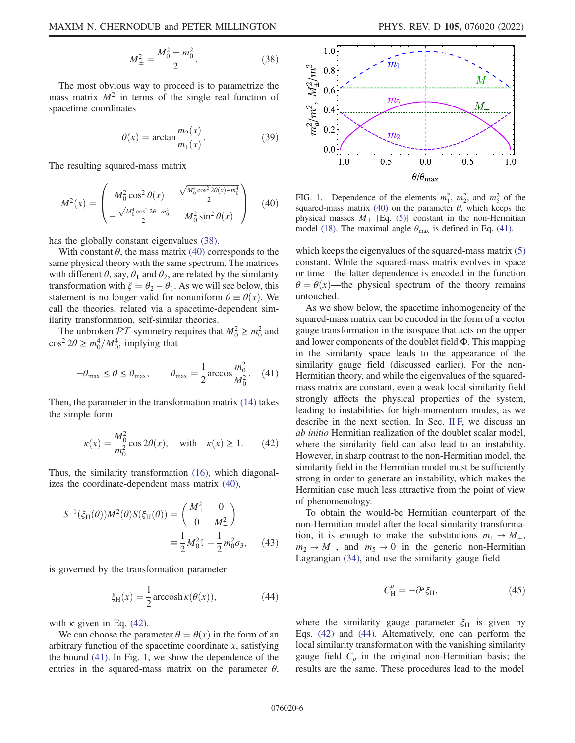$$M_{\pm}^2 = \frac{M_0^2 \pm m_0^2}{2}. \tag{38}$$

The most obvious way to proceed is to parametrize the mass matrix $M^2$ in terms of the single real function of spacetime coordinates

$$\theta(x) = \arctan \frac{m_2(x)}{m_1(x)}. \tag{39}$$

The resulting squared-mass matrix

$$M^2(x) = \begin{pmatrix} M_0^2 \cos^2\theta(x) & \frac{\sqrt{M_0^4 \cos^2 2\theta(x) - m_0^4}}{2} \\ -\frac{\sqrt{M_0^4 \cos^2 2\theta - m_0^4}}{2} & M_0^2 \sin^2\theta(x) \end{pmatrix} \tag{40}$$

has the globally constant eigenvalues (38).

With constant $\theta$, the mass matrix (40) corresponds to the same physical theory with the same spectrum. The matrices with different $\theta$, say, $\theta_1$ and $\theta_2$, are related by the similarity transformation with $\xi = \theta_2 - \theta_1$. As we will see below, this statement is no longer valid for nonuniform $\theta \equiv \theta(x)$. We call the theories, related via a spacetime-dependent similarity transformation, self-similar theories.

The unbroken $\mathcal{PT}$ symmetry requires that $M_0^2 \geq m_0^2$ and $\cos^2 2\theta \geq m_0^4/M_0^4$, implying that

$$-\theta_{\max} \leq \theta \leq \theta_{\max}, \qquad \theta_{\max} = \frac{1}{2}\arccos\frac{m_0^2}{M_0^2}. \tag{41}$$

Then, the parameter in the transformation matrix (14) takes the simple form

$$\kappa(x) = \frac{M_0^2}{m_0^2}\cos 2\theta(x), \quad \text{with} \quad \kappa(x) \geq 1. \tag{42}$$

Thus, the similarity transformation (16), which diagonalizes the coordinate-dependent mass matrix (40),

$$S^{-1}(\xi_{\mathrm{H}}(\theta)) M^2(\theta) S(\xi_{\mathrm{H}}(\theta)) = \begin{pmatrix} M_+^2 & 0 \\ 0 & M_-^2 \end{pmatrix} \equiv \frac{1}{2}M_0^2 \mathbb{1} + \frac{1}{2}m_0^2 \sigma_3, \tag{43}$$

is governed by the transformation parameter

$$\xi_{\mathrm{H}}(x) = \frac{1}{2}\operatorname{arccosh}\kappa(\theta(x)), \tag{44}$$

with $\kappa$ given in Eq. (42).

We can choose the parameter $\theta = \theta(x)$ in the form of an arbitrary function of the spacetime coordinate $x$, satisfying the bound (41). In Fig. 1, we show the dependence of the entries in the squared-mass matrix on the parameter $\theta$, which keeps the eigenvalues of the squared-mass matrix (5) constant. While the squared-mass matrix evolves in space or time—the latter dependence is encoded in the function $\theta = \theta(x)$—the physical spectrum of the theory remains untouched.

FIG. 1. Dependence of the elements $m_1^2$, $m_2^2$, and $m_5^2$ of the squared-mass matrix (40) on the parameter $\theta$, which keeps the physical masses $M_{\pm}$ [Eq. (5)] constant in the non-Hermitian model (18). The maximal angle $\theta_{\max}$ is defined in Eq. (41).

As we show below, the spacetime inhomogeneity of the squared-mass matrix can be encoded in the form of a vector gauge transformation in the isospace that acts on the upper and lower components of the doublet field $\Phi$. This mapping in the similarity space leads to the appearance of the similarity gauge field (discussed earlier). For the non-Hermitian theory, and while the eigenvalues of the squared-mass matrix are constant, even a weak local similarity field strongly affects the physical properties of the system, leading to instabilities for high-momentum modes, as we describe in the next section. In Sec. II F, we discuss an *ab initio* Hermitian realization of the doublet scalar model, where the similarity field can also lead to an instability. However, in sharp contrast to the non-Hermitian model, the similarity field in the Hermitian model must be sufficiently strong in order to generate an instability, which makes the Hermitian case much less attractive from the point of view of phenomenology.

To obtain the would-be Hermitian counterpart of the non-Hermitian model after the local similarity transformation, it is enough to make the substitutions $m_1 \to M_+$, $m_2 \to M_-$, and $m_5 \to 0$ in the generic non-Hermitian Lagrangian (34), and use the similarity gauge field

$$C_{\mathrm{H}}^{\mu} = -\partial^{\mu}\xi_{\mathrm{H}}, \tag{45}$$

where the similarity gauge parameter $\xi_{\mathrm{H}}$ is given by Eqs. (42) and (44). Alternatively, one can perform the local similarity transformation with the vanishing similarity gauge field $C_{\mu}$ in the original non-Hermitian basis; the results are the same. These procedures lead to the model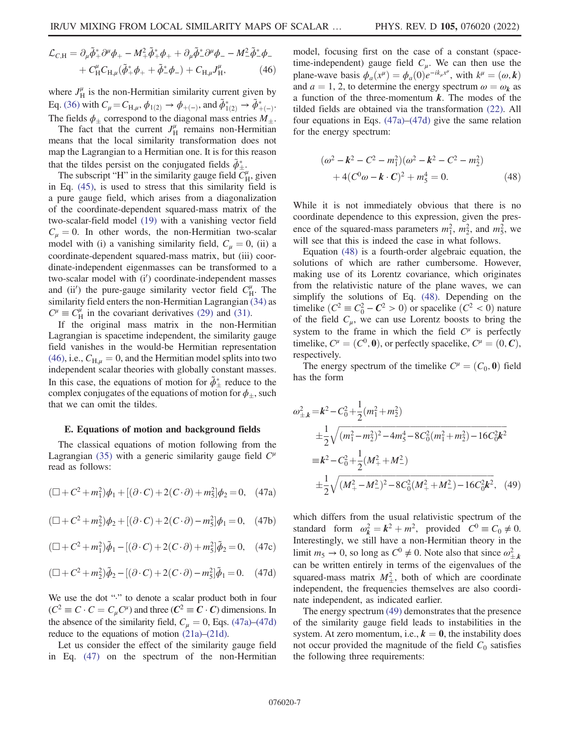$$
\mathcal{L}_{C,\mathrm{H}} = \partial_\mu \tilde{\phi}_+^* \partial^\mu \phi_+ - M_+^2 \tilde{\phi}_+^* \phi_+ + \partial_\mu \tilde{\phi}_-^* \partial^\mu \phi_- - M_-^2 \tilde{\phi}_-^* \phi_- + C_{\mathrm{H}}^\mu C_{\mathrm{H},\mu} (\tilde{\phi}_+^* \phi_+ + \tilde{\phi}_-^* \phi_-) + C_{\mathrm{H},\mu} J_{\mathrm{H}}^\mu, \tag{46}
$$

where $J_{\mathrm{H}}^\mu$ is the non-Hermitian similarity current given by Eq. (36) with $C_\mu = C_{\mathrm{H},\mu}$, $\phi_{1(2)} \to \phi_{+(-)}$, and $\tilde{\phi}_{1(2)}^* \to \tilde{\phi}_{+(-)}^*$. The fields $\phi_\pm$ correspond to the diagonal mass entries $M_\pm$.

The fact that the current $J_{\mathrm{H}}^\mu$ remains non-Hermitian means that the local similarity transformation does not map the Lagrangian to a Hermitian one. It is for this reason that the tildes persist on the conjugated fields $\tilde{\phi}_\pm^*$.

The subscript "H" in the similarity gauge field $C_{\mathrm{H}}^\mu$, given in Eq. (45), is used to stress that this similarity field is a pure gauge field, which arises from a diagonalization of the coordinate-dependent squared-mass matrix of the two-scalar-field model (19) with a vanishing vector field $C_\mu = 0$. In other words, the non-Hermitian two-scalar model with (i) a vanishing similarity field, $C_\mu = 0$, (ii) a coordinate-dependent squared-mass matrix, but (iii) coordinate-independent eigenmasses can be transformed to a two-scalar model with (i′) coordinate-independent masses and (ii′) the pure-gauge similarity vector field $C_{\mathrm{H}}^\mu$. The similarity field enters the non-Hermitian Lagrangian (34) as $C^\mu \equiv C_{\mathrm{H}}^\mu$ in the covariant derivatives (29) and (31).

If the original mass matrix in the non-Hermitian Lagrangian is spacetime independent, the similarity gauge field vanishes in the would-be Hermitian representation (46), i.e., $C_{\mathrm{H},\mu} = 0$, and the Hermitian model splits into two independent scalar theories with globally constant masses. In this case, the equations of motion for $\tilde{\phi}_\pm^*$ reduce to the complex conjugates of the equations of motion for $\phi_\pm$, such that we can omit the tildes.

### E. Equations of motion and background fields

The classical equations of motion following from the Lagrangian (35) with a generic similarity gauge field $C^\mu$ read as follows:

$$
(\Box + C^2 + m_1^2)\phi_1 + [(\partial \cdot C) + 2(C \cdot \partial) + m_5^2]\phi_2 = 0, \tag{47a}
$$

$$
(\Box + C^2 + m_2^2)\phi_2 + [(\partial \cdot C) + 2(C \cdot \partial) - m_5^2]\phi_1 = 0, \tag{47b}
$$

$$
(\Box + C^2 + m_1^2)\tilde{\phi}_1 - [(\partial \cdot C) + 2(C \cdot \partial) + m_5^2]\tilde{\phi}_2 = 0, \tag{47c}
$$

$$
(\Box + C^2 + m_2^2)\tilde{\phi}_2 - [(\partial \cdot C) + 2(C \cdot \partial) - m_5^2]\tilde{\phi}_1 = 0. \tag{47d}
$$

We use the dot "$\cdot$" to denote a scalar product both in four ($C^2 \equiv C \cdot C = C_\mu C^\mu$) and three ($\boldsymbol{C}^2 \equiv \boldsymbol{C} \cdot \boldsymbol{C}$) dimensions. In the absence of the similarity field, $C_\mu = 0$, Eqs. (47a)–(47d) reduce to the equations of motion (21a)–(21d).

Let us consider the effect of the similarity gauge field in Eq. (47) on the spectrum of the non-Hermitian model, focusing first on the case of a constant (spacetime-independent) gauge field $C_\mu$. We can then use the plane-wave basis $\phi_a(x^\mu) = \phi_a(0) e^{-ik_\mu x^\mu}$, with $k^\mu = (\omega, \boldsymbol{k})$ and $a = 1, 2$, to determine the energy spectrum $\omega = \omega_{\boldsymbol{k}}$ as a function of the three-momentum $\boldsymbol{k}$. The modes of the tilded fields are obtained via the transformation (22). All four equations in Eqs. (47a)–(47d) give the same relation for the energy spectrum:

$$
(\omega^2 - \boldsymbol{k}^2 - C^2 - m_1^2)(\omega^2 - \boldsymbol{k}^2 - C^2 - m_2^2) + 4(C^0\omega - \boldsymbol{k} \cdot \boldsymbol{C})^2 + m_5^4 = 0. \tag{48}
$$

While it is not immediately obvious that there is no coordinate dependence to this expression, given the presence of the squared-mass parameters $m_1^2$, $m_2^2$, and $m_5^2$, we will see that this is indeed the case in what follows.

Equation (48) is a fourth-order algebraic equation, the solutions of which are rather cumbersome. However, making use of its Lorentz covariance, which originates from the relativistic nature of the plane waves, we can simplify the solutions of Eq. (48). Depending on the timelike ($C^2 \equiv C_0^2 - \boldsymbol{C}^2 > 0$) or spacelike ($C^2 < 0$) nature of the field $C_\mu$, we can use Lorentz boosts to bring the system to the frame in which the field $C^\mu$ is perfectly timelike, $C^\mu = (C^0, \boldsymbol{0})$, or perfectly spacelike, $C^\mu = (0, \boldsymbol{C})$, respectively.

The energy spectrum of the timelike $C^\mu = (C_0, \boldsymbol{0})$ field has the form

$$
\begin{aligned}
\omega_{\pm,\boldsymbol{k}}^2 &= \boldsymbol{k}^2 - C_0^2 + \frac{1}{2}(m_1^2 + m_2^2) \\
&\quad \pm \frac{1}{2}\sqrt{(m_1^2 - m_2^2)^2 - 4m_5^4 - 8C_0^2(m_1^2 + m_2^2) - 16C_0^2\boldsymbol{k}^2} \\
&\equiv \boldsymbol{k}^2 - C_0^2 + \frac{1}{2}(M_+^2 + M_-^2) \\
&\quad \pm \frac{1}{2}\sqrt{(M_+^2 - M_-^2)^2 - 8C_0^2(M_+^2 + M_-^2) - 16C_0^2\boldsymbol{k}^2},
\end{aligned} \tag{49}
$$

which differs from the usual relativistic spectrum of the standard form $\omega_{\boldsymbol{k}}^2 = \boldsymbol{k}^2 + m^2$, provided $C^0 \equiv C_0 \neq 0$. Interestingly, we still have a non-Hermitian theory in the limit $m_5 \to 0$, so long as $C^0 \neq 0$. Note also that since $\omega_{\pm,\boldsymbol{k}}^2$ can be written entirely in terms of the eigenvalues of the squared-mass matrix $M_\pm^2$, both of which are coordinate independent, the frequencies themselves are also coordinate independent, as indicated earlier.

The energy spectrum (49) demonstrates that the presence of the similarity gauge field leads to instabilities in the system. At zero momentum, i.e., $\boldsymbol{k} = \boldsymbol{0}$, the instability does not occur provided the magnitude of the field $C_0$ satisfies the following three requirements: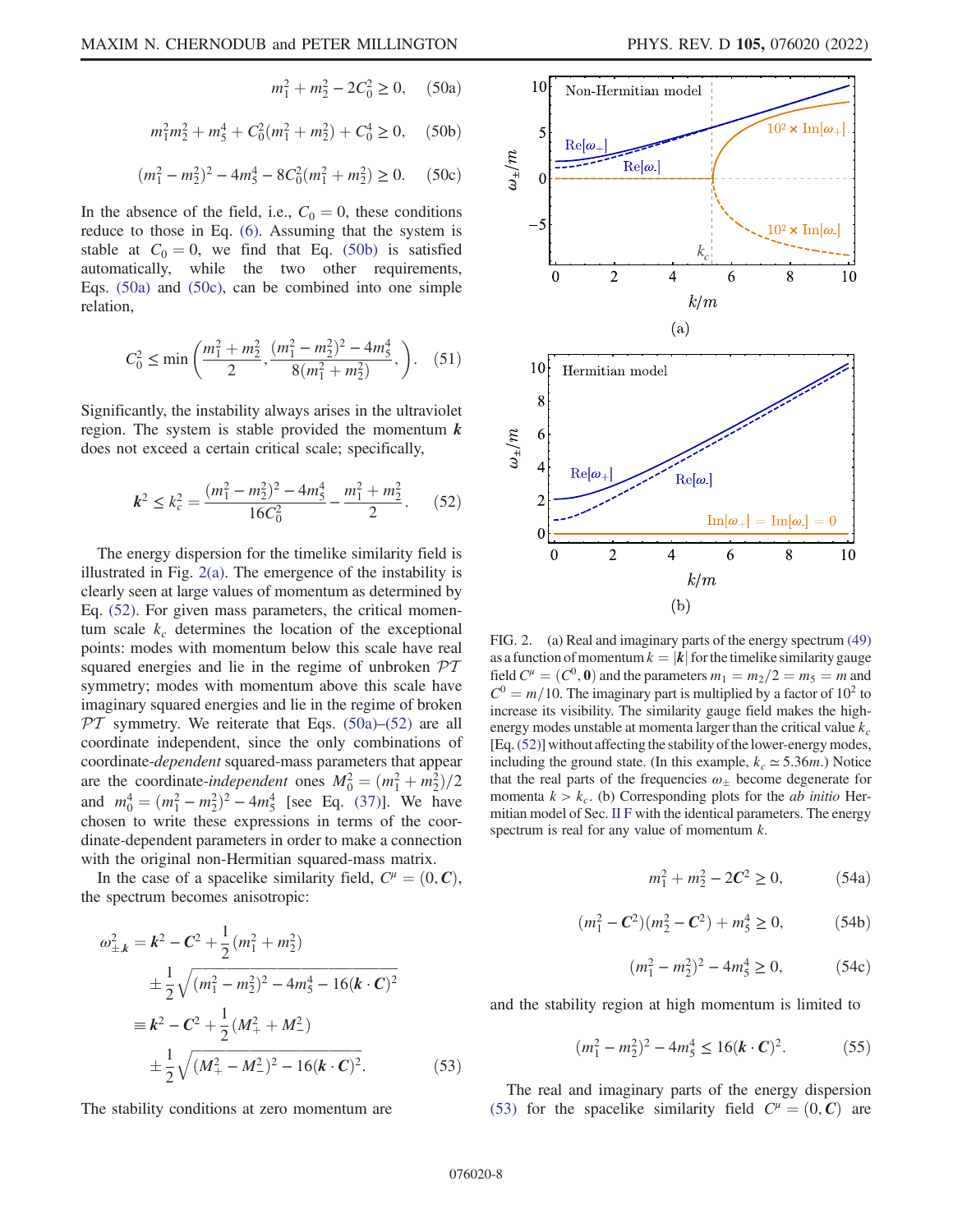$$m_1^2 + m_2^2 - 2C_0^2 \geq 0, \quad \text{(50a)}$$

$$m_1^2 m_2^2 + m_5^4 + C_0^2(m_1^2 + m_2^2) + C_0^4 \geq 0, \quad \text{(50b)}$$

$$(m_1^2 - m_2^2)^2 - 4m_5^4 - 8C_0^2(m_1^2 + m_2^2) \geq 0. \quad \text{(50c)}$$

In the absence of the field, i.e., $C_0 = 0$, these conditions reduce to those in Eq. (6). Assuming that the system is stable at $C_0 = 0$, we find that Eq. (50b) is satisfied automatically, while the two other requirements, Eqs. (50a) and (50c), can be combined into one simple relation,

$$C_0^2 \leq \min\left(\frac{m_1^2 + m_2^2}{2}, \frac{(m_1^2 - m_2^2)^2 - 4m_5^4}{8(m_1^2 + m_2^2)},\right). \quad (51)$$

Significantly, the instability always arises in the ultraviolet region. The system is stable provided the momentum $\boldsymbol{k}$ does not exceed a certain critical scale; specifically,

$$\boldsymbol{k}^2 \leq k_c^2 = \frac{(m_1^2 - m_2^2)^2 - 4m_5^4}{16C_0^2} - \frac{m_1^2 + m_2^2}{2}. \quad (52)$$

The energy dispersion for the timelike similarity field is illustrated in Fig. 2(a). The emergence of the instability is clearly seen at large values of momentum as determined by Eq. (52). For given mass parameters, the critical momentum scale $k_c$ determines the location of the exceptional points: modes with momentum below this scale have real squared energies and lie in the regime of unbroken $\mathcal{PT}$ symmetry; modes with momentum above this scale have imaginary squared energies and lie in the regime of broken $\mathcal{PT}$ symmetry. We reiterate that Eqs. (50a)–(52) are all coordinate independent, since the only combinations of coordinate-*dependent* squared-mass parameters that appear are the coordinate-*independent* ones $M_0^2 = (m_1^2 + m_2^2)/2$ and $m_0^4 = (m_1^2 - m_2^2)^2 - 4m_5^4$ [see Eq. (37)]. We have chosen to write these expressions in terms of the coordinate-dependent parameters in order to make a connection with the original non-Hermitian squared-mass matrix.

In the case of a spacelike similarity field, $C^\mu = (0, \boldsymbol{C})$, the spectrum becomes anisotropic:

$$\begin{aligned}
\omega_{\pm,\boldsymbol{k}}^2 &= \boldsymbol{k}^2 - \boldsymbol{C}^2 + \frac{1}{2}(m_1^2 + m_2^2) \\
&\quad \pm \frac{1}{2}\sqrt{(m_1^2 - m_2^2)^2 - 4m_5^4 - 16(\boldsymbol{k}\cdot\boldsymbol{C})^2} \\
&\equiv \boldsymbol{k}^2 - \boldsymbol{C}^2 + \frac{1}{2}(M_+^2 + M_-^2) \\
&\quad \pm \frac{1}{2}\sqrt{(M_+^2 - M_-^2)^2 - 16(\boldsymbol{k}\cdot\boldsymbol{C})^2}.
\end{aligned} \quad (53)$$

The stability conditions at zero momentum are

FIG. 2. (a) Real and imaginary parts of the energy spectrum (49) as a function of momentum $k = |\boldsymbol{k}|$ for the timelike similarity gauge field $C^\mu = (C^0, \boldsymbol{0})$ and the parameters $m_1 = m_2/2 = m_5 = m$ and $C^0 = m/10$. The imaginary part is multiplied by a factor of $10^2$ to increase its visibility. The similarity gauge field makes the high-energy modes unstable at momenta larger than the critical value $k_c$ [Eq. (52)] without affecting the stability of the lower-energy modes, including the ground state. (In this example, $k_c \simeq 5.36m$.) Notice that the real parts of the frequencies $\omega_\pm$ become degenerate for momenta $k > k_c$. (b) Corresponding plots for the *ab initio* Hermitian model of Sec. II F with the identical parameters. The energy spectrum is real for any value of momentum $k$.

$$m_1^2 + m_2^2 - 2\boldsymbol{C}^2 \geq 0, \quad \text{(54a)}$$

$$(m_1^2 - \boldsymbol{C}^2)(m_2^2 - \boldsymbol{C}^2) + m_5^4 \geq 0, \quad \text{(54b)}$$

$$(m_1^2 - m_2^2)^2 - 4m_5^4 \geq 0, \quad \text{(54c)}$$

and the stability region at high momentum is limited to

$$(m_1^2 - m_2^2)^2 - 4m_5^4 \leq 16(\boldsymbol{k}\cdot\boldsymbol{C})^2. \quad (55)$$

The real and imaginary parts of the energy dispersion (53) for the spacelike similarity field $C^\mu = (0, \boldsymbol{C})$ are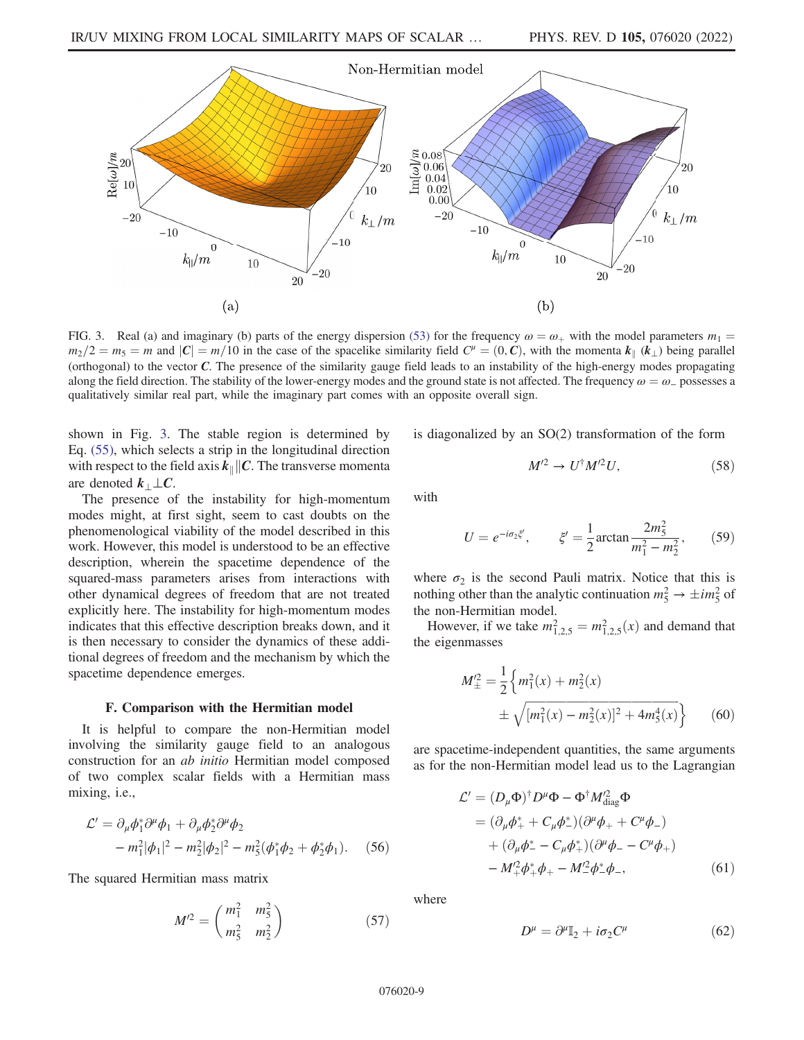FIG. 3. Real (a) and imaginary (b) parts of the energy dispersion (53) for the frequency $\omega = \omega_+$ with the model parameters $m_1 = m_2/2 = m_5 = m$ and $|\boldsymbol{C}| = m/10$ in the case of the spacelike similarity field $C^\mu = (0, \boldsymbol{C})$, with the momenta $\boldsymbol{k}_\parallel$ ($\boldsymbol{k}_\perp$) being parallel (orthogonal) to the vector $\boldsymbol{C}$. The presence of the similarity gauge field leads to an instability of the high-energy modes propagating along the field direction. The stability of the lower-energy modes and the ground state is not affected. The frequency $\omega = \omega_-$ possesses a qualitatively similar real part, while the imaginary part comes with an opposite overall sign.

shown in Fig. 3. The stable region is determined by Eq. (55), which selects a strip in the longitudinal direction with respect to the field axis $\boldsymbol{k}_\parallel \| \boldsymbol{C}$. The transverse momenta are denoted $\boldsymbol{k}_\perp \perp \boldsymbol{C}$.

The presence of the instability for high-momentum modes might, at first sight, seem to cast doubts on the phenomenological viability of the model described in this work. However, this model is understood to be an effective description, wherein the spacetime dependence of the squared-mass parameters arises from interactions with other dynamical degrees of freedom that are not treated explicitly here. The instability for high-momentum modes indicates that this effective description breaks down, and it is then necessary to consider the dynamics of these additional degrees of freedom and the mechanism by which the spacetime dependence emerges.

### F. Comparison with the Hermitian model

It is helpful to compare the non-Hermitian model involving the similarity gauge field to an analogous construction for an *ab initio* Hermitian model composed of two complex scalar fields with a Hermitian mass mixing, i.e.,

$$\mathcal{L}' = \partial_\mu \phi_1^* \partial^\mu \phi_1 + \partial_\mu \phi_2^* \partial^\mu \phi_2 - m_1^2 |\phi_1|^2 - m_2^2 |\phi_2|^2 - m_5^2 (\phi_1^* \phi_2 + \phi_2^* \phi_1). \tag{56}$$

The squared Hermitian mass matrix

$$M'^2 = \begin{pmatrix} m_1^2 & m_5^2 \\ m_5^2 & m_2^2 \end{pmatrix} \tag{57}$$

is diagonalized by an SO(2) transformation of the form

$$M'^2 \to U^\dagger M'^2 U, \tag{58}$$

with

$$U = e^{-i\sigma_2 \xi'}, \qquad \xi' = \frac{1}{2} \arctan \frac{2m_5^2}{m_1^2 - m_2^2}, \tag{59}$$

where $\sigma_2$ is the second Pauli matrix. Notice that this is nothing other than the analytic continuation $m_5^2 \to \pm i m_5^2$ of the non-Hermitian model.

However, if we take $m_{1,2,5}^2 = m_{1,2,5}^2(x)$ and demand that the eigenmasses

$$M'^2_\pm = \frac{1}{2} \left\{ m_1^2(x) + m_2^2(x) \pm \sqrt{[m_1^2(x) - m_2^2(x)]^2 + 4m_5^4(x)} \right\} \tag{60}$$

are spacetime-independent quantities, the same arguments as for the non-Hermitian model lead us to the Lagrangian

$$\begin{aligned} \mathcal{L}' &= (D_\mu \Phi)^\dagger D^\mu \Phi - \Phi^\dagger M'^2_{\rm diag} \Phi \\ &= (\partial_\mu \phi_+^* + C_\mu \phi_-^*)(\partial^\mu \phi_+ + C^\mu \phi_-) \\ &\quad + (\partial_\mu \phi_-^* - C_\mu \phi_+^*)(\partial^\mu \phi_- - C^\mu \phi_+) \\ &\quad - M'^2_+ \phi_+^* \phi_+ - M'^2_- \phi_-^* \phi_-, \end{aligned} \tag{61}$$

where

$$D^\mu = \partial^\mu \mathbb{I}_2 + i\sigma_2 C^\mu \tag{62}$$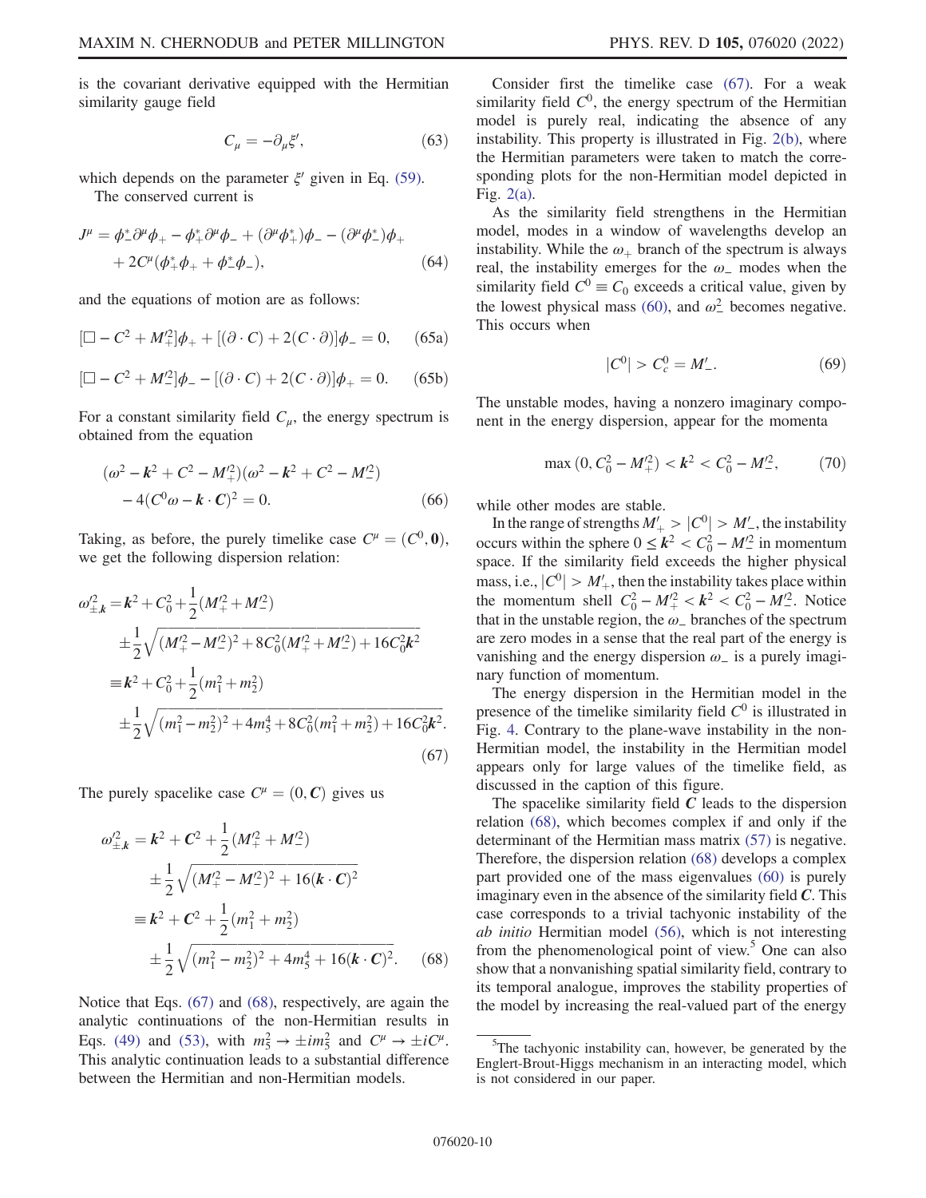is the covariant derivative equipped with the Hermitian similarity gauge field

$$C_\mu = -\partial_\mu \xi', \tag{63}$$

which depends on the parameter $\xi'$ given in Eq. (59).

The conserved current is

$$J^\mu = \phi_-^* \partial^\mu \phi_+ - \phi_+^* \partial^\mu \phi_- + (\partial^\mu \phi_+^*)\phi_- - (\partial^\mu \phi_-^*)\phi_+ + 2C^\mu(\phi_+^*\phi_+ + \phi_-^*\phi_-), \tag{64}$$

and the equations of motion are as follows:

$$[\Box - C^2 + M_+'^2]\phi_+ + [(\partial \cdot C) + 2(C\cdot \partial)]\phi_- = 0, \tag{65a}$$

$$[\Box - C^2 + M_-'^2]\phi_- - [(\partial \cdot C) + 2(C\cdot \partial)]\phi_+ = 0. \tag{65b}$$

For a constant similarity field $C_\mu$, the energy spectrum is obtained from the equation

$$(\omega^2 - \boldsymbol{k}^2 + C^2 - M_+'^2)(\omega^2 - \boldsymbol{k}^2 + C^2 - M_-'^2) - 4(C^0\omega - \boldsymbol{k}\cdot \boldsymbol{C})^2 = 0. \tag{66}$$

Taking, as before, the purely timelike case $C^\mu = (C^0, \boldsymbol{0})$, we get the following dispersion relation:

$$\begin{aligned}
\omega_{\pm,\boldsymbol{k}}'^2 &= \boldsymbol{k}^2 + C_0^2 + \frac{1}{2}(M_+'^2 + M_-'^2) \\
&\quad \pm \frac{1}{2}\sqrt{(M_+'^2 - M_-'^2)^2 + 8C_0^2(M_+'^2 + M_-'^2) + 16C_0^2\boldsymbol{k}^2} \\
&\equiv \boldsymbol{k}^2 + C_0^2 + \frac{1}{2}(m_1^2 + m_2^2) \\
&\quad \pm \frac{1}{2}\sqrt{(m_1^2 - m_2^2)^2 + 4m_5^4 + 8C_0^2(m_1^2 + m_2^2) + 16C_0^2\boldsymbol{k}^2}.
\end{aligned} \tag{67}$$

The purely spacelike case $C^\mu = (0, \boldsymbol{C})$ gives us

$$\begin{aligned}
\omega_{\pm,\boldsymbol{k}}'^2 &= \boldsymbol{k}^2 + \boldsymbol{C}^2 + \frac{1}{2}(M_+'^2 + M_-'^2) \\
&\quad \pm \frac{1}{2}\sqrt{(M_+'^2 - M_-'^2)^2 + 16(\boldsymbol{k}\cdot\boldsymbol{C})^2} \\
&\equiv \boldsymbol{k}^2 + \boldsymbol{C}^2 + \frac{1}{2}(m_1^2 + m_2^2) \\
&\quad \pm \frac{1}{2}\sqrt{(m_1^2 - m_2^2)^2 + 4m_5^4 + 16(\boldsymbol{k}\cdot\boldsymbol{C})^2}.
\end{aligned} \tag{68}$$

Notice that Eqs. (67) and (68), respectively, are again the analytic continuations of the non-Hermitian results in Eqs. (49) and (53), with $m_5^2 \to \pm i m_5^2$ and $C^\mu \to \pm i C^\mu$. This analytic continuation leads to a substantial difference between the Hermitian and non-Hermitian models.

Consider first the timelike case (67). For a weak similarity field $C^0$, the energy spectrum of the Hermitian model is purely real, indicating the absence of any instability. This property is illustrated in Fig. 2(b), where the Hermitian parameters were taken to match the corresponding plots for the non-Hermitian model depicted in Fig. 2(a).

As the similarity field strengthens in the Hermitian model, modes in a window of wavelengths develop an instability. While the $\omega_+$ branch of the spectrum is always real, the instability emerges for the $\omega_-$ modes when the similarity field $C^0 \equiv C_0$ exceeds a critical value, given by the lowest physical mass (60), and $\omega_-^2$ becomes negative. This occurs when

$$|C^0| > C_c^0 = M_-'. \tag{69}$$

The unstable modes, having a nonzero imaginary component in the energy dispersion, appear for the momenta

$$\max(0, C_0^2 - M_+'^2) < \boldsymbol{k}^2 < C_0^2 - M_-'^2, \tag{70}$$

while other modes are stable.

In the range of strengths $M_+' > |C^0| > M_-'$, the instability occurs within the sphere $0 \le \boldsymbol{k}^2 < C_0^2 - M_-'^2$ in momentum space. If the similarity field exceeds the higher physical mass, i.e., $|C^0| > M_+'$, then the instability takes place within the momentum shell $C_0^2 - M_+'^2 < \boldsymbol{k}^2 < C_0^2 - M_-'^2$. Notice that in the unstable region, the $\omega_-$ branches of the spectrum are zero modes in a sense that the real part of the energy is vanishing and the energy dispersion $\omega_-$ is a purely imaginary function of momentum.

The energy dispersion in the Hermitian model in the presence of the timelike similarity field $C^0$ is illustrated in Fig. 4. Contrary to the plane-wave instability in the non-Hermitian model, the instability in the Hermitian model appears only for large values of the timelike field, as discussed in the caption of this figure.

The spacelike similarity field $\boldsymbol{C}$ leads to the dispersion relation (68), which becomes complex if and only if the determinant of the Hermitian mass matrix (57) is negative. Therefore, the dispersion relation (68) develops a complex part provided one of the mass eigenvalues (60) is purely imaginary even in the absence of the similarity field $\boldsymbol{C}$. This case corresponds to a trivial tachyonic instability of the *ab initio* Hermitian model (56), which is not interesting from the phenomenological point of view.[5] One can also show that a nonvanishing spatial similarity field, contrary to its temporal analogue, improves the stability properties of the model by increasing the real-valued part of the energy

[5] The tachyonic instability can, however, be generated by the Englert-Brout-Higgs mechanism in an interacting model, which is not considered in our paper.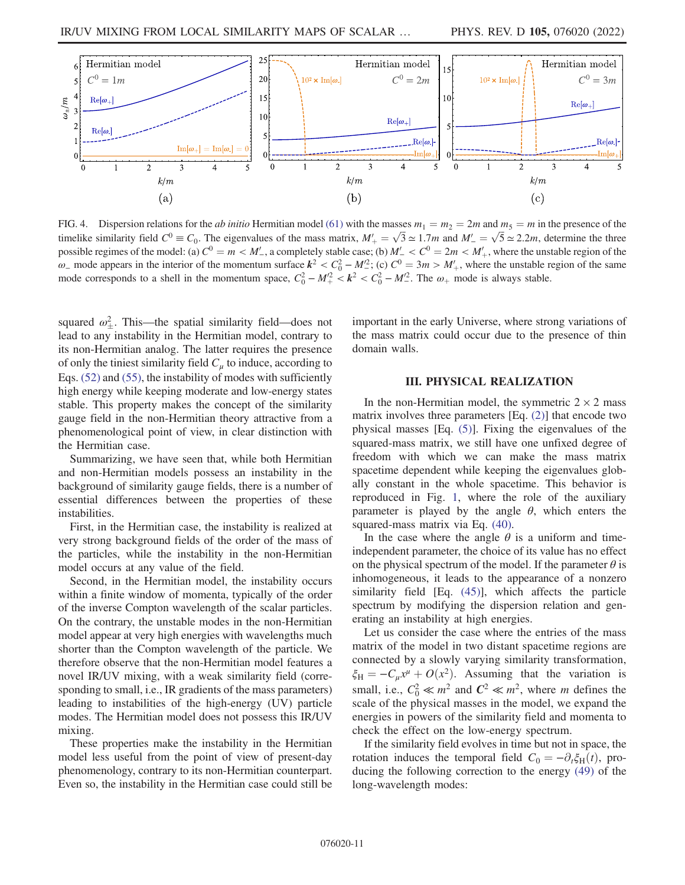FIG. 4. Dispersion relations for the *ab initio* Hermitian model (61) with the masses $m_1 = m_2 = 2m$ and $m_5 = m$ in the presence of the timelike similarity field $C^0 \equiv C_0$. The eigenvalues of the mass matrix, $M'_+ = \sqrt{3} \simeq 1.7m$ and $M'_- = \sqrt{5} \simeq 2.2m$, determine the three possible regimes of the model: (a) $C^0 = m < M'_-$, a completely stable case; (b) $M'_- < C^0 = 2m < M'_+$, where the unstable region of the $\omega_-$ mode appears in the interior of the momentum surface $\boldsymbol{k}^2 < C_0^2 - M'^2_-$; (c) $C^0 = 3m > M'_+$, where the unstable region of the same mode corresponds to a shell in the momentum space, $C_0^2 - M'^2_+ < \boldsymbol{k}^2 < C_0^2 - M'^2_-$. The $\omega_+$ mode is always stable.

squared $\omega_\pm^2$. This—the spatial similarity field—does not lead to any instability in the Hermitian model, contrary to its non-Hermitian analog. The latter requires the presence of only the tiniest similarity field $C_\mu$ to induce, according to Eqs. (52) and (55), the instability of modes with sufficiently high energy while keeping moderate and low-energy states stable. This property makes the concept of the similarity gauge field in the non-Hermitian theory attractive from a phenomenological point of view, in clear distinction with the Hermitian case.

Summarizing, we have seen that, while both Hermitian and non-Hermitian models possess an instability in the background of similarity gauge fields, there is a number of essential differences between the properties of these instabilities.

First, in the Hermitian case, the instability is realized at very strong background fields of the order of the mass of the particles, while the instability in the non-Hermitian model occurs at any value of the field.

Second, in the Hermitian model, the instability occurs within a finite window of momenta, typically of the order of the inverse Compton wavelength of the scalar particles. On the contrary, the unstable modes in the non-Hermitian model appear at very high energies with wavelengths much shorter than the Compton wavelength of the particle. We therefore observe that the non-Hermitian model features a novel IR/UV mixing, with a weak similarity field (corresponding to small, i.e., IR gradients of the mass parameters) leading to instabilities of the high-energy (UV) particle modes. The Hermitian model does not possess this IR/UV mixing.

These properties make the instability in the Hermitian model less useful from the point of view of present-day phenomenology, contrary to its non-Hermitian counterpart. Even so, the instability in the Hermitian case could still be important in the early Universe, where strong variations of the mass matrix could occur due to the presence of thin domain walls.

## III. PHYSICAL REALIZATION

In the non-Hermitian model, the symmetric $2 \times 2$ mass matrix involves three parameters [Eq. (2)] that encode two physical masses [Eq. (5)]. Fixing the eigenvalues of the squared-mass matrix, we still have one unfixed degree of freedom with which we can make the mass matrix spacetime dependent while keeping the eigenvalues globally constant in the whole spacetime. This behavior is reproduced in Fig. 1, where the role of the auxiliary parameter is played by the angle $\theta$, which enters the squared-mass matrix via Eq. (40).

In the case where the angle $\theta$ is a uniform and time-independent parameter, the choice of its value has no effect on the physical spectrum of the model. If the parameter $\theta$ is inhomogeneous, it leads to the appearance of a nonzero similarity field [Eq. (45)], which affects the particle spectrum by modifying the dispersion relation and generating an instability at high energies.

Let us consider the case where the entries of the mass matrix of the model in two distant spacetime regions are connected by a slowly varying similarity transformation, $\xi_{\mathrm{H}} = -C_\mu x^\mu + O(x^2)$. Assuming that the variation is small, i.e., $C_0^2 \ll m^2$ and $\boldsymbol{C}^2 \ll m^2$, where $m$ defines the scale of the physical masses in the model, we expand the energies in powers of the similarity field and momenta to check the effect on the low-energy spectrum.

If the similarity field evolves in time but not in space, the rotation induces the temporal field $C_0 = -\partial_t \xi_{\mathrm{H}}(t)$, producing the following correction to the energy (49) of the long-wavelength modes: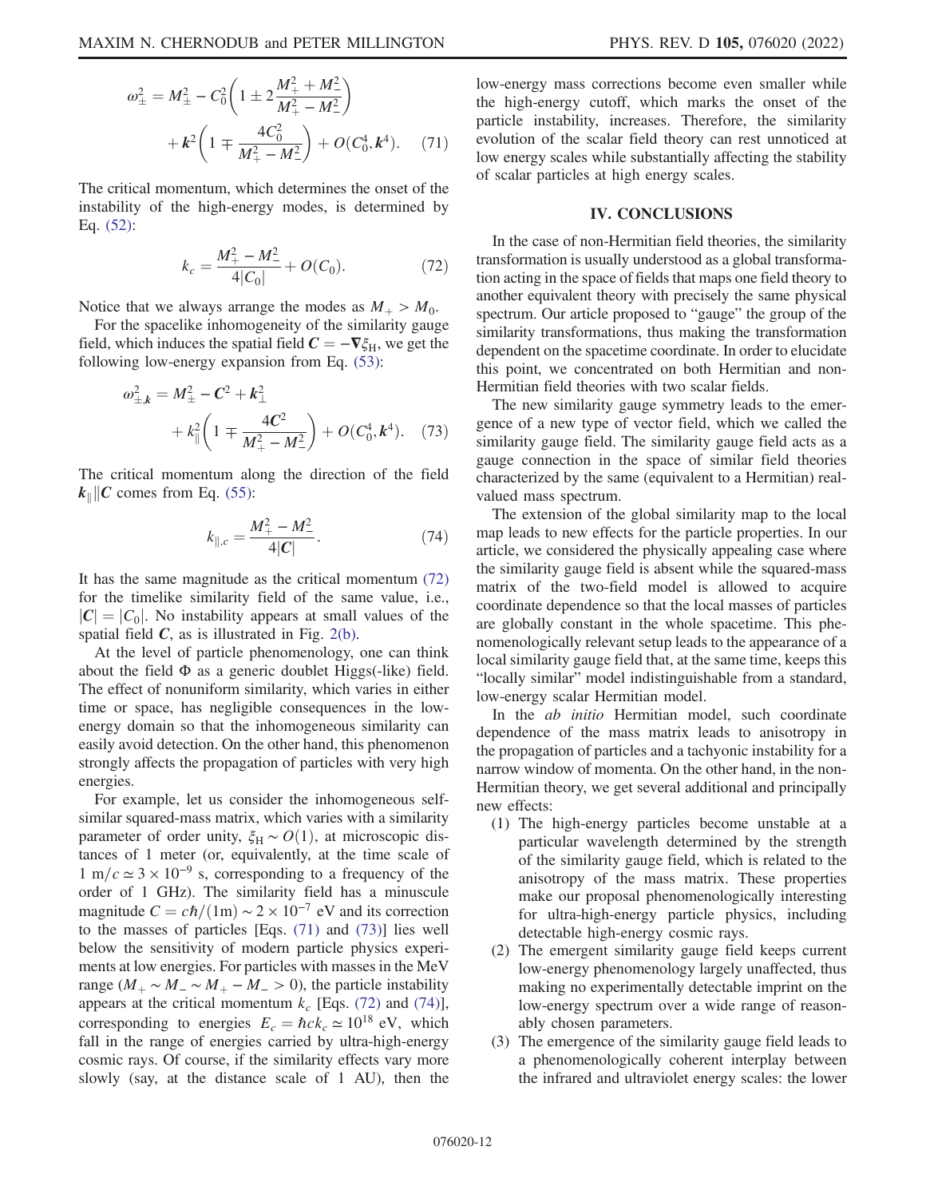$$
\omega_{\pm}^2 = M_{\pm}^2 - C_0^2\left(1 \pm 2\frac{M_+^2 + M_-^2}{M_+^2 - M_-^2}\right) + \boldsymbol{k}^2\left(1 \mp \frac{4C_0^2}{M_+^2 - M_-^2}\right) + O(C_0^4, \boldsymbol{k}^4). \quad (71)
$$

The critical momentum, which determines the onset of the instability of the high-energy modes, is determined by Eq. (52):

$$
k_c = \frac{M_+^2 - M_-^2}{4|C_0|} + O(C_0). \quad (72)
$$

Notice that we always arrange the modes as $M_+ > M_0$.

For the spacelike inhomogeneity of the similarity gauge field, which induces the spatial field $\boldsymbol{C} = -\boldsymbol{\nabla}\xi_{\rm H}$, we get the following low-energy expansion from Eq. (53):

$$
\omega_{\pm,\boldsymbol{k}}^2 = M_{\pm}^2 - \boldsymbol{C}^2 + \boldsymbol{k}_{\perp}^2 + k_{\parallel}^2\left(1 \mp \frac{4\boldsymbol{C}^2}{M_+^2 - M_-^2}\right) + O(C_0^4, \boldsymbol{k}^4). \quad (73)
$$

The critical momentum along the direction of the field $\boldsymbol{k}_{\parallel} \| \boldsymbol{C}$ comes from Eq. (55):

$$
k_{\parallel,c} = \frac{M_+^2 - M_-^2}{4|\boldsymbol{C}|}. \quad (74)
$$

It has the same magnitude as the critical momentum (72) for the timelike similarity field of the same value, i.e., $|\boldsymbol{C}| = |C_0|$. No instability appears at small values of the spatial field $\boldsymbol{C}$, as is illustrated in Fig. 2(b).

At the level of particle phenomenology, one can think about the field $\Phi$ as a generic doublet Higgs(-like) field. The effect of nonuniform similarity, which varies in either time or space, has negligible consequences in the low-energy domain so that the inhomogeneous similarity can easily avoid detection. On the other hand, this phenomenon strongly affects the propagation of particles with very high energies.

For example, let us consider the inhomogeneous self-similar squared-mass matrix, which varies with a similarity parameter of order unity, $\xi_{\rm H} \sim O(1)$, at microscopic distances of 1 meter (or, equivalently, at the time scale of $1\ {\rm m}/c \simeq 3 \times 10^{-9}$ s, corresponding to a frequency of the order of 1 GHz). The similarity field has a minuscule magnitude $C = c\hbar/(1{\rm m}) \sim 2 \times 10^{-7}$ eV and its correction to the masses of particles [Eqs. (71) and (73)] lies well below the sensitivity of modern particle physics experiments at low energies. For particles with masses in the MeV range ($M_+ \sim M_- \sim M_+ - M_- > 0$), the particle instability appears at the critical momentum $k_c$ [Eqs. (72) and (74)], corresponding to energies $E_c = \hbar c k_c \simeq 10^{18}$ eV, which fall in the range of energies carried by ultra-high-energy cosmic rays. Of course, if the similarity effects vary more slowly (say, at the distance scale of 1 AU), then the low-energy mass corrections become even smaller while the high-energy cutoff, which marks the onset of the particle instability, increases. Therefore, the similarity evolution of the scalar field theory can rest unnoticed at low energy scales while substantially affecting the stability of scalar particles at high energy scales.

## IV. CONCLUSIONS

In the case of non-Hermitian field theories, the similarity transformation is usually understood as a global transformation acting in the space of fields that maps one field theory to another equivalent theory with precisely the same physical spectrum. Our article proposed to "gauge" the group of the similarity transformations, thus making the transformation dependent on the spacetime coordinate. In order to elucidate this point, we concentrated on both Hermitian and non-Hermitian field theories with two scalar fields.

The new similarity gauge symmetry leads to the emergence of a new type of vector field, which we called the similarity gauge field. The similarity gauge field acts as a gauge connection in the space of similar field theories characterized by the same (equivalent to a Hermitian) real-valued mass spectrum.

The extension of the global similarity map to the local map leads to new effects for the particle properties. In our article, we considered the physically appealing case where the similarity gauge field is absent while the squared-mass matrix of the two-field model is allowed to acquire coordinate dependence so that the local masses of particles are globally constant in the whole spacetime. This phenomenologically relevant setup leads to the appearance of a local similarity gauge field that, at the same time, keeps this "locally similar" model indistinguishable from a standard, low-energy scalar Hermitian model.

In the *ab initio* Hermitian model, such coordinate dependence of the mass matrix leads to anisotropy in the propagation of particles and a tachyonic instability for a narrow window of momenta. On the other hand, in the non-Hermitian theory, we get several additional and principally new effects:

1. The high-energy particles become unstable at a particular wavelength determined by the strength of the similarity gauge field, which is related to the anisotropy of the mass matrix. These properties make our proposal phenomenologically interesting for ultra-high-energy particle physics, including detectable high-energy cosmic rays.
2. The emergent similarity gauge field keeps current low-energy phenomenology largely unaffected, thus making no experimentally detectable imprint on the low-energy spectrum over a wide range of reasonably chosen parameters.
3. The emergence of the similarity gauge field leads to a phenomenologically coherent interplay between the infrared and ultraviolet energy scales: the lower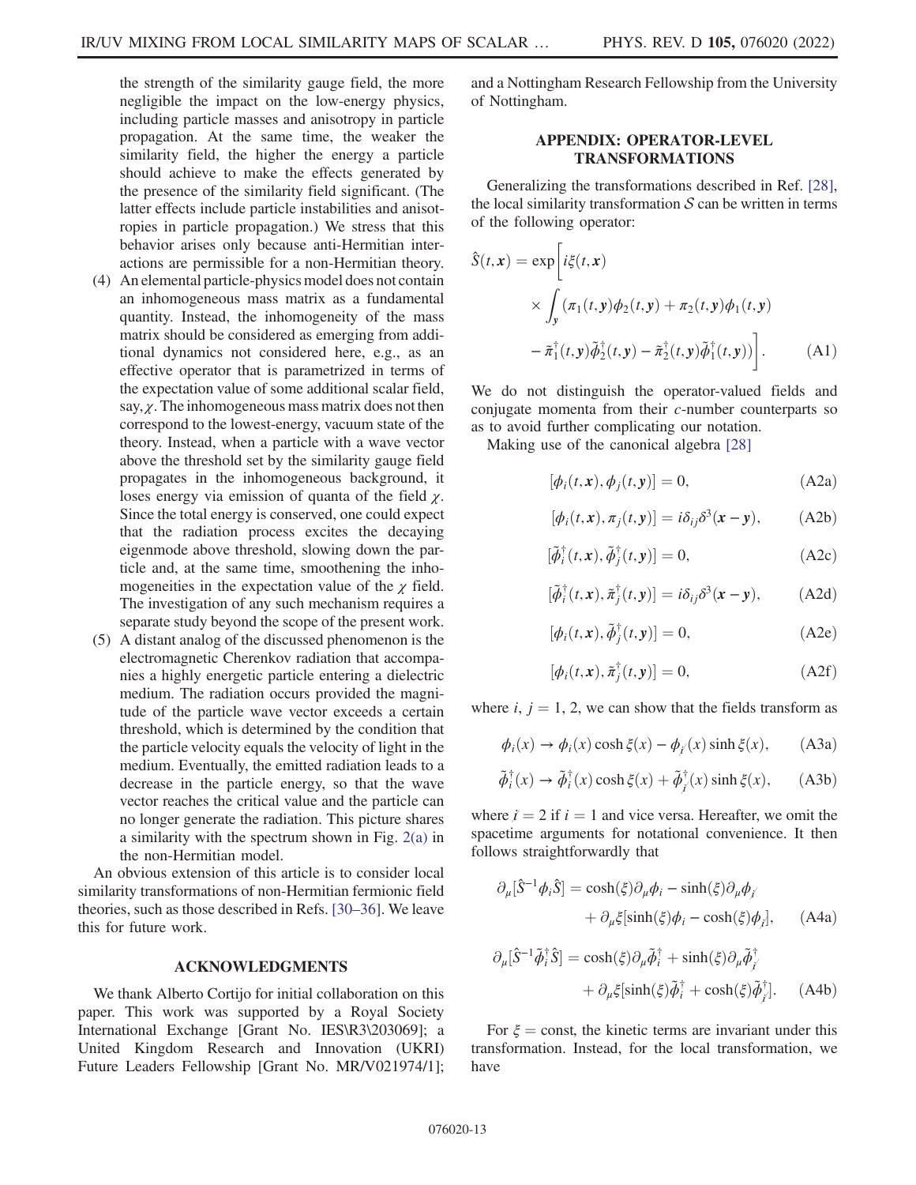the strength of the similarity gauge field, the more negligible the impact on the low-energy physics, including particle masses and anisotropy in particle propagation. At the same time, the weaker the similarity field, the higher the energy a particle should achieve to make the effects generated by the presence of the similarity field significant. (The latter effects include particle instabilities and anisotropies in particle propagation.) We stress that this behavior arises only because anti-Hermitian interactions are permissible for a non-Hermitian theory.

(4) An elemental particle-physics model does not contain an inhomogeneous mass matrix as a fundamental quantity. Instead, the inhomogeneity of the mass matrix should be considered as emerging from additional dynamics not considered here, e.g., as an effective operator that is parametrized in terms of the expectation value of some additional scalar field, say, $\chi$. The inhomogeneous mass matrix does not then correspond to the lowest-energy, vacuum state of the theory. Instead, when a particle with a wave vector above the threshold set by the similarity gauge field propagates in the inhomogeneous background, it loses energy via emission of quanta of the field $\chi$. Since the total energy is conserved, one could expect that the radiation process excites the decaying eigenmode above threshold, slowing down the particle and, at the same time, smoothening the inhomogeneities in the expectation value of the $\chi$ field. The investigation of any such mechanism requires a separate study beyond the scope of the present work.

(5) A distant analog of the discussed phenomenon is the electromagnetic Cherenkov radiation that accompanies a highly energetic particle entering a dielectric medium. The radiation occurs provided the magnitude of the particle wave vector exceeds a certain threshold, which is determined by the condition that the particle velocity equals the velocity of light in the medium. Eventually, the emitted radiation leads to a decrease in the particle energy, so that the wave vector reaches the critical value and the particle can no longer generate the radiation. This picture shares a similarity with the spectrum shown in Fig. 2(a) in the non-Hermitian model.

An obvious extension of this article is to consider local similarity transformations of non-Hermitian fermionic field theories, such as those described in Refs. [30–36]. We leave this for future work.

## ACKNOWLEDGMENTS

We thank Alberto Cortijo for initial collaboration on this paper. This work was supported by a Royal Society International Exchange [Grant No. IES\R3\203069]; a United Kingdom Research and Innovation (UKRI) Future Leaders Fellowship [Grant No. MR/V021974/1]; and a Nottingham Research Fellowship from the University of Nottingham.

## APPENDIX: OPERATOR-LEVEL TRANSFORMATIONS

Generalizing the transformations described in Ref. [28], the local similarity transformation $\mathcal{S}$ can be written in terms of the following operator:

$$\hat{S}(t,\boldsymbol{x}) = \exp\bigg[i\xi(t,\boldsymbol{x}) \times \int_{\boldsymbol{y}} (\pi_1(t,\boldsymbol{y})\phi_2(t,\boldsymbol{y}) + \pi_2(t,\boldsymbol{y})\phi_1(t,\boldsymbol{y}) - \tilde{\pi}_1^\dagger(t,\boldsymbol{y})\tilde{\phi}_2^\dagger(t,\boldsymbol{y}) - \tilde{\pi}_2^\dagger(t,\boldsymbol{y})\tilde{\phi}_1^\dagger(t,\boldsymbol{y}))\bigg]. \tag{A1}$$

We do not distinguish the operator-valued fields and conjugate momenta from their $c$-number counterparts so as to avoid further complicating our notation.

Making use of the canonical algebra [28]

$$[\phi_i(t,\boldsymbol{x}), \phi_j(t,\boldsymbol{y})] = 0, \tag{A2a}$$

$$[\phi_i(t,\boldsymbol{x}), \pi_j(t,\boldsymbol{y})] = i\delta_{ij}\delta^3(\boldsymbol{x}-\boldsymbol{y}), \tag{A2b}$$

$$[\tilde{\phi}_i^\dagger(t,\boldsymbol{x}), \tilde{\phi}_j^\dagger(t,\boldsymbol{y})] = 0, \tag{A2c}$$

$$[\tilde{\phi}_i^\dagger(t,\boldsymbol{x}), \tilde{\pi}_j^\dagger(t,\boldsymbol{y})] = i\delta_{ij}\delta^3(\boldsymbol{x}-\boldsymbol{y}), \tag{A2d}$$

$$[\phi_i(t,\boldsymbol{x}), \tilde{\phi}_j^\dagger(t,\boldsymbol{y})] = 0, \tag{A2e}$$

$$[\phi_i(t,\boldsymbol{x}), \tilde{\pi}_j^\dagger(t,\boldsymbol{y})] = 0, \tag{A2f}$$

where $i, j = 1, 2$, we can show that the fields transform as

$$\phi_i(x) \to \phi_i(x)\cosh\xi(x) - \phi_{\not{i}}(x)\sinh\xi(x), \tag{A3a}$$

$$\tilde{\phi}_i^\dagger(x) \to \tilde{\phi}_i^\dagger(x)\cosh\xi(x) + \tilde{\phi}_{\not{i}}^\dagger(x)\sinh\xi(x), \tag{A3b}$$

where $\not{i} = 2$ if $i = 1$ and vice versa. Hereafter, we omit the spacetime arguments for notational convenience. It then follows straightforwardly that

$$\partial_\mu[\hat{S}^{-1}\phi_i\hat{S}] = \cosh(\xi)\partial_\mu\phi_i - \sinh(\xi)\partial_\mu\phi_{\not{i}} + \partial_\mu\xi[\sinh(\xi)\phi_i - \cosh(\xi)\phi_{\not{i}}], \tag{A4a}$$

$$\partial_\mu[\hat{S}^{-1}\tilde{\phi}_i^\dagger\hat{S}] = \cosh(\xi)\partial_\mu\tilde{\phi}_i^\dagger + \sinh(\xi)\partial_\mu\tilde{\phi}_{\not{i}}^\dagger + \partial_\mu\xi[\sinh(\xi)\tilde{\phi}_i^\dagger + \cosh(\xi)\tilde{\phi}_{\not{i}}^\dagger]. \tag{A4b}$$

For $\xi = \text{const}$, the kinetic terms are invariant under this transformation. Instead, for the local transformation, we have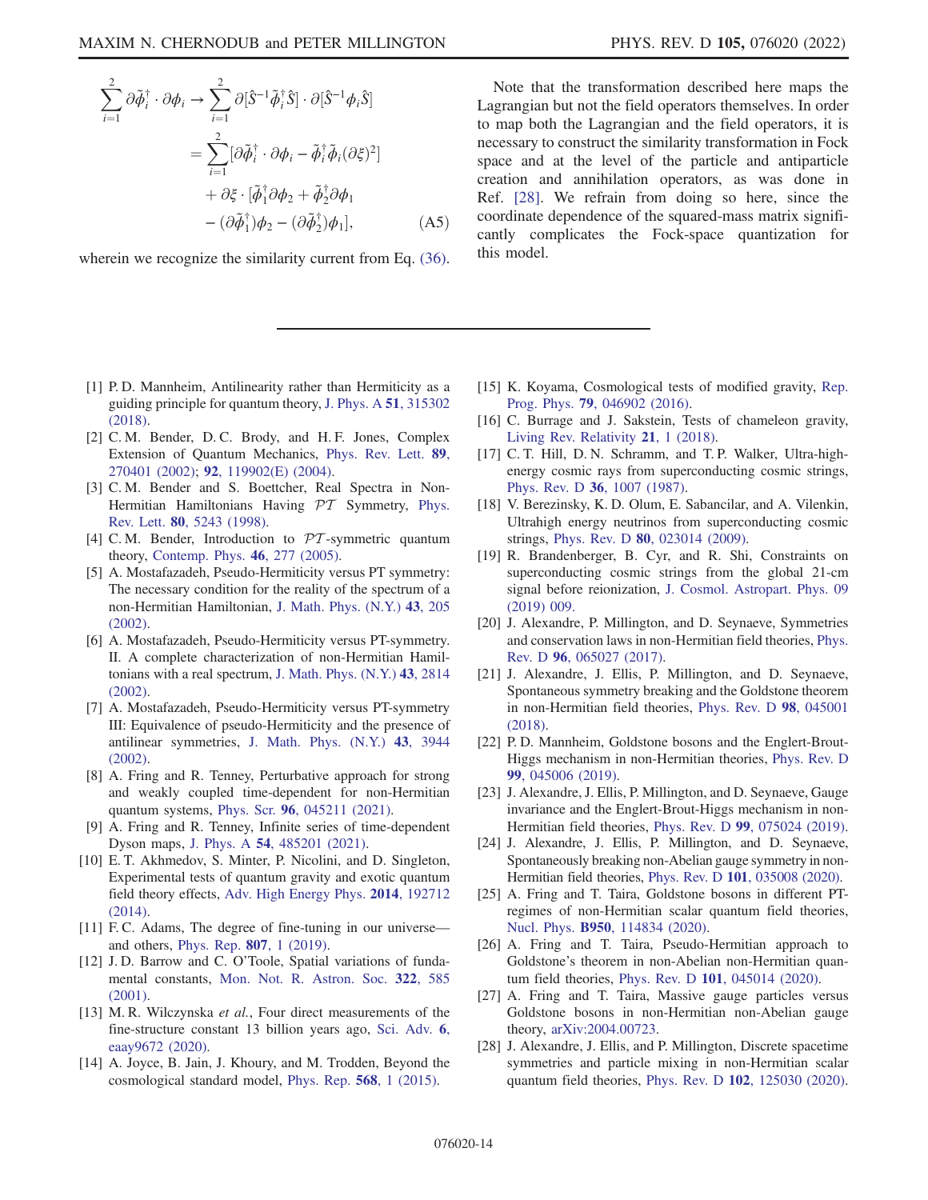$$
\begin{aligned}
\sum_{i=1}^{2} \partial\tilde{\phi}_i^\dagger \cdot \partial\phi_i \to \sum_{i=1}^{2} \partial[\hat{S}^{-1}\tilde{\phi}_i^\dagger \hat{S}] \cdot \partial[\hat{S}^{-1}\phi_i \hat{S}] &= \sum_{i=1}^{2} [\partial\tilde{\phi}_i^\dagger \cdot \partial\phi_i - \tilde{\phi}_i^\dagger \tilde{\phi}_i (\partial\xi)^2] \\
&\quad + \partial\xi \cdot [\tilde{\phi}_1^\dagger \partial\phi_2 + \tilde{\phi}_2^\dagger \partial\phi_1 \\
&\quad - (\partial\tilde{\phi}_1^\dagger)\phi_2 - (\partial\tilde{\phi}_2^\dagger)\phi_1],
\end{aligned} \tag{A5}
$$

wherein we recognize the similarity current from Eq. (36).

Note that the transformation described here maps the Lagrangian but not the field operators themselves. In order to map both the Lagrangian and the field operators, it is necessary to construct the similarity transformation in Fock space and at the level of the particle and antiparticle creation and annihilation operators, as was done in Ref. [28]. We refrain from doing so here, since the coordinate dependence of the squared-mass matrix significantly complicates the Fock-space quantization for this model.

---

[1] P. D. Mannheim, Antilinearity rather than Hermiticity as a guiding principle for quantum theory, J. Phys. A **51**, 315302 (2018).

[2] C. M. Bender, D. C. Brody, and H. F. Jones, Complex Extension of Quantum Mechanics, Phys. Rev. Lett. **89**, 270401 (2002); **92**, 119902(E) (2004).

[3] C. M. Bender and S. Boettcher, Real Spectra in Non-Hermitian Hamiltonians Having $\mathcal{PT}$ Symmetry, Phys. Rev. Lett. **80**, 5243 (1998).

[4] C. M. Bender, Introduction to $\mathcal{PT}$-symmetric quantum theory, Contemp. Phys. **46**, 277 (2005).

[5] A. Mostafazadeh, Pseudo-Hermiticity versus PT symmetry: The necessary condition for the reality of the spectrum of a non-Hermitian Hamiltonian, J. Math. Phys. (N.Y.) **43**, 205 (2002).

[6] A. Mostafazadeh, Pseudo-Hermiticity versus PT-symmetry. II. A complete characterization of non-Hermitian Hamiltonians with a real spectrum, J. Math. Phys. (N.Y.) **43**, 2814 (2002).

[7] A. Mostafazadeh, Pseudo-Hermiticity versus PT-symmetry III: Equivalence of pseudo-Hermiticity and the presence of antilinear symmetries, J. Math. Phys. (N.Y.) **43**, 3944 (2002).

[8] A. Fring and R. Tenney, Perturbative approach for strong and weakly coupled time-dependent for non-Hermitian quantum systems, Phys. Scr. **96**, 045211 (2021).

[9] A. Fring and R. Tenney, Infinite series of time-dependent Dyson maps, J. Phys. A **54**, 485201 (2021).

[10] E. T. Akhmedov, S. Minter, P. Nicolini, and D. Singleton, Experimental tests of quantum gravity and exotic quantum field theory effects, Adv. High Energy Phys. **2014**, 192712 (2014).

[11] F. C. Adams, The degree of fine-tuning in our universe—and others, Phys. Rep. **807**, 1 (2019).

[12] J. D. Barrow and C. O'Toole, Spatial variations of fundamental constants, Mon. Not. R. Astron. Soc. **322**, 585 (2001).

[13] M. R. Wilczynska *et al.*, Four direct measurements of the fine-structure constant 13 billion years ago, Sci. Adv. **6**, eaay9672 (2020).

[14] A. Joyce, B. Jain, J. Khoury, and M. Trodden, Beyond the cosmological standard model, Phys. Rep. **568**, 1 (2015).

[15] K. Koyama, Cosmological tests of modified gravity, Rep. Prog. Phys. **79**, 046902 (2016).

[16] C. Burrage and J. Sakstein, Tests of chameleon gravity, Living Rev. Relativity **21**, 1 (2018).

[17] C. T. Hill, D. N. Schramm, and T. P. Walker, Ultra-high-energy cosmic rays from superconducting cosmic strings, Phys. Rev. D **36**, 1007 (1987).

[18] V. Berezinsky, K. D. Olum, E. Sabancilar, and A. Vilenkin, Ultrahigh energy neutrinos from superconducting cosmic strings, Phys. Rev. D **80**, 023014 (2009).

[19] R. Brandenberger, B. Cyr, and R. Shi, Constraints on superconducting cosmic strings from the global 21-cm signal before reionization, J. Cosmol. Astropart. Phys. 09 (2019) 009.

[20] J. Alexandre, P. Millington, and D. Seynaeve, Symmetries and conservation laws in non-Hermitian field theories, Phys. Rev. D **96**, 065027 (2017).

[21] J. Alexandre, J. Ellis, P. Millington, and D. Seynaeve, Spontaneous symmetry breaking and the Goldstone theorem in non-Hermitian field theories, Phys. Rev. D **98**, 045001 (2018).

[22] P. D. Mannheim, Goldstone bosons and the Englert-Brout-Higgs mechanism in non-Hermitian theories, Phys. Rev. D **99**, 045006 (2019).

[23] J. Alexandre, J. Ellis, P. Millington, and D. Seynaeve, Gauge invariance and the Englert-Brout-Higgs mechanism in non-Hermitian field theories, Phys. Rev. D **99**, 075024 (2019).

[24] J. Alexandre, J. Ellis, P. Millington, and D. Seynaeve, Spontaneously breaking non-Abelian gauge symmetry in non-Hermitian field theories, Phys. Rev. D **101**, 035008 (2020).

[25] A. Fring and T. Taira, Goldstone bosons in different PT-regimes of non-Hermitian scalar quantum field theories, Nucl. Phys. **B950**, 114834 (2020).

[26] A. Fring and T. Taira, Pseudo-Hermitian approach to Goldstone's theorem in non-Abelian non-Hermitian quantum field theories, Phys. Rev. D **101**, 045014 (2020).

[27] A. Fring and T. Taira, Massive gauge particles versus Goldstone bosons in non-Hermitian non-Abelian gauge theory, arXiv:2004.00723.

[28] J. Alexandre, J. Ellis, and P. Millington, Discrete spacetime symmetries and particle mixing in non-Hermitian scalar quantum field theories, Phys. Rev. D **102**, 125030 (2020).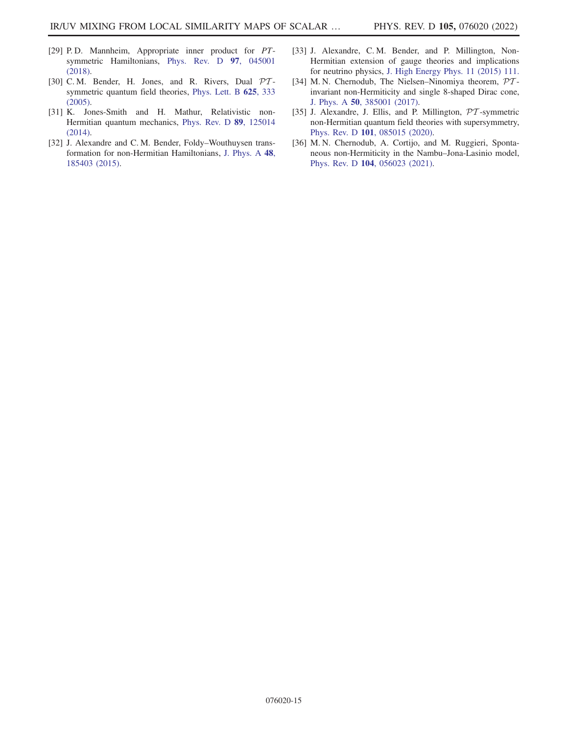[29] P. D. Mannheim, Appropriate inner product for $PT$-symmetric Hamiltonians, Phys. Rev. D **97**, 045001 (2018).

[30] C. M. Bender, H. Jones, and R. Rivers, Dual $\mathcal{PT}$-symmetric quantum field theories, Phys. Lett. B **625**, 333 (2005).

[31] K. Jones-Smith and H. Mathur, Relativistic non-Hermitian quantum mechanics, Phys. Rev. D **89**, 125014 (2014).

[32] J. Alexandre and C. M. Bender, Foldy–Wouthuysen transformation for non-Hermitian Hamiltonians, J. Phys. A **48**, 185403 (2015).

[33] J. Alexandre, C. M. Bender, and P. Millington, Non-Hermitian extension of gauge theories and implications for neutrino physics, J. High Energy Phys. 11 (2015) 111.

[34] M. N. Chernodub, The Nielsen–Ninomiya theorem, $\mathcal{PT}$-invariant non-Hermiticity and single 8-shaped Dirac cone, J. Phys. A **50**, 385001 (2017).

[35] J. Alexandre, J. Ellis, and P. Millington, $\mathcal{PT}$-symmetric non-Hermitian quantum field theories with supersymmetry, Phys. Rev. D **101**, 085015 (2020).

[36] M. N. Chernodub, A. Cortijo, and M. Ruggieri, Spontaneous non-Hermiticity in the Nambu–Jona-Lasinio model, Phys. Rev. D **104**, 056023 (2021).